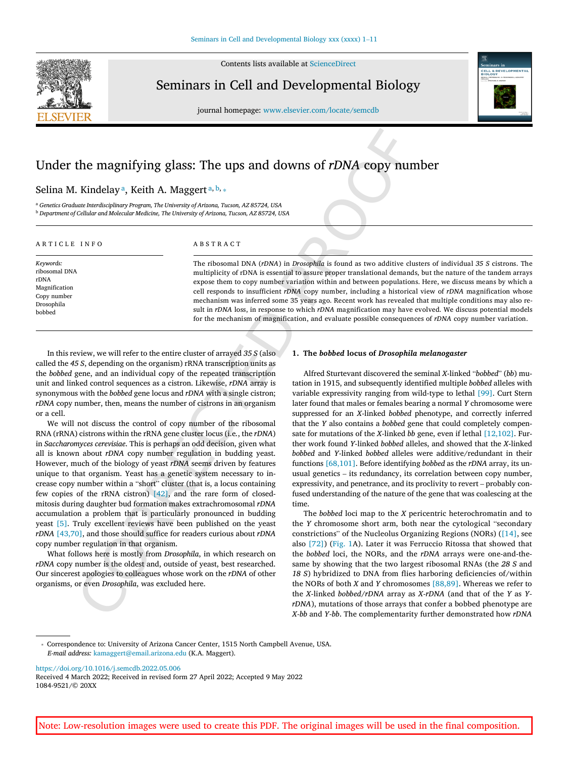# Under the magnifying glass: The ups and downs of *rDNA* copy number

Selina M. Kindelay [a], Keith A. Maggert [a, b, *]

[a] *Genetics Graduate Interdisciplinary Program, The University of Arizona, Tucson, AZ 85724, USA*
[b] *Department of Cellular and Molecular Medicine, The University of Arizona, Tucson, AZ 85724, USA*

## ARTICLE INFO

*Keywords:*
ribosomal DNA
rDNA
Magnification
Copy number
Drosophila
bobbed

## ABSTRACT

The ribosomal DNA (*rDNA*) in *Drosophila* is found as two additive clusters of individual *35 S* cistrons. The multiplicity of rDNA is essential to assure proper translational demands, but the nature of the tandem arrays expose them to copy number variation within and between populations. Here, we discuss means by which a cell responds to insufficient *rDNA* copy number, including a historical view of *rDNA* magnification whose mechanism was inferred some 35 years ago. Recent work has revealed that multiple conditions may also result in *rDNA* loss, in response to which *rDNA* magnification may have evolved. We discuss potential models for the mechanism of magnification, and evaluate possible consequences of *rDNA* copy number variation.

In this review, we will refer to the entire cluster of arrayed *35 S* (also called the *45 S*, depending on the organism) rRNA transcription units as the *bobbed* gene, and an individual copy of the repeated transcription unit and linked control sequences as a cistron. Likewise, *rDNA* array is synonymous with the *bobbed* gene locus and *rDNA* with a single cistron; *rDNA* copy number, then, means the number of cistrons in an organism or a cell.

We will not discuss the control of copy number of the ribosomal RNA (rRNA) cistrons within the rRNA gene cluster locus (i.e., the *rDNA*) in *Saccharomyces cerevisiae*. This is perhaps an odd decision, given what all is known about *rDNA* copy number regulation in budding yeast. However, much of the biology of yeast *rDNA* seems driven by features unique to that organism. Yeast has a genetic system necessary to increase copy number within a "short" cluster (that is, a locus containing few copies of the rRNA cistron) [42], and the rare form of closed-mitosis during daughter bud formation makes extrachromosomal *rDNA* accumulation a problem that is particularly pronounced in budding yeast [5]. Truly excellent reviews have been published on the yeast *rDNA* [43,70], and those should suffice for readers curious about *rDNA* copy number regulation in that organism.

What follows here is mostly from *Drosophila*, in which research on *rDNA* copy number is the oldest and, outside of yeast, best researched. Our sincerest apologies to colleagues whose work on the *rDNA* of other organisms, or even *Drosophila*, was excluded here.

## 1. The *bobbed* locus of *Drosophila melanogaster*

Alfred Sturtevant discovered the seminal *X*-linked "*bobbed*" (*bb*) mutation in 1915, and subsequently identified multiple *bobbed* alleles with variable expressivity ranging from wild-type to lethal [99]. Curt Stern later found that males or females bearing a normal *Y* chromosome were suppressed for an *X*-linked *bobbed* phenotype, and correctly inferred that the *Y* also contains a *bobbed* gene that could completely compensate for mutations of the *X*-linked *bb* gene, even if lethal [12,102]. Further work found *Y*-linked *bobbed* alleles, and showed that the *X*-linked *bobbed* and *Y*-linked *bobbed* alleles were additive/redundant in their functions [68,101]. Before identifying *bobbed* as the *rDNA* array, its unusual genetics – its redundancy, its correlation between copy number, expressivity, and penetrance, and its proclivity to revert – probably confused understanding of the nature of the gene that was coalescing at the time.

The *bobbed* loci map to the *X* pericentric heterochromatin and to the *Y* chromosome short arm, both near the cytological "secondary constrictions" of the Nucleolus Organizing Regions (NORs) ([14], see also [72]) (Fig. 1A). Later it was Ferruccio Ritossa that showed that the *bobbed* loci, the NORs, and the *rDNA* arrays were one-and-the-same by showing that the two largest ribosomal RNAs (the *28 S* and *18 S*) hybridized to DNA from flies harboring deficiencies of/within the NORs of both *X* and *Y* chromosomes [88,89]. Whereas we refer to the *X*-linked *bobbed/rDNA* array as *X-rDNA* (and that of the *Y* as *Y-rDNA*), mutations of those arrays that confer a bobbed phenotype are *X-bb* and *Y-bb*. The complementarity further demonstrated how *rDNA*

* Correspondence to: University of Arizona Cancer Center, 1515 North Campbell Avenue, USA.
*E-mail address:* kamaggert@email.arizona.edu (K.A. Maggert).

https://doi.org/10.1016/j.semcdb.2022.05.006
Received 4 March 2022; Received in revised form 27 April 2022; Accepted 9 May 2022
1084-9521/© 20XX

Note: Low-resolution images were used to create this PDF. The original images will be used in the final composition.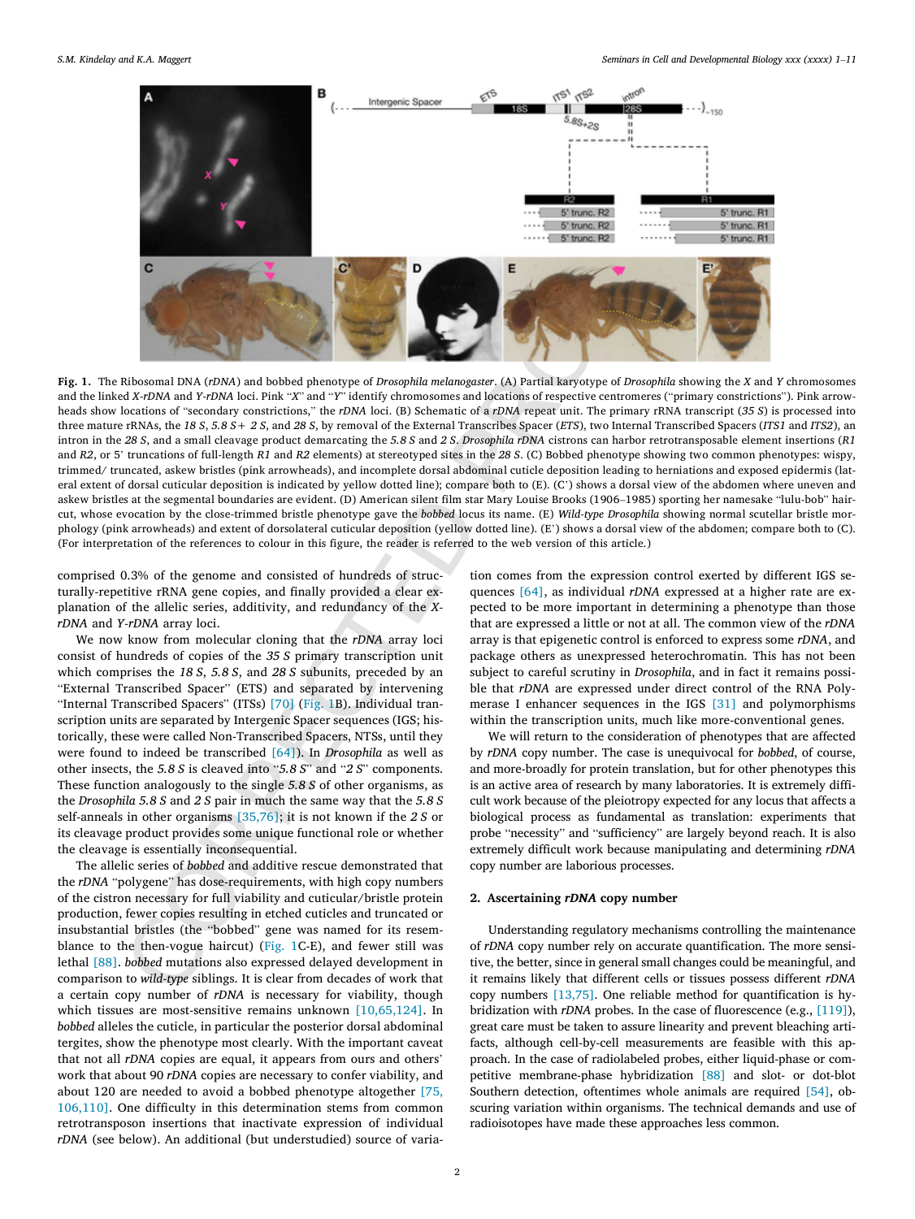Fig. 1. The Ribosomal DNA (*rDNA*) and bobbed phenotype of *Drosophila melanogaster*. (A) Partial karyotype of *Drosophila* showing the *X* and *Y* chromosomes and the linked *X-rDNA* and *Y-rDNA* loci. Pink "*X*" and "*Y*" identify chromosomes and locations of respective centromeres ("primary constrictions"). Pink arrowheads show locations of "secondary constrictions," the *rDNA* loci. (B) Schematic of a *rDNA* repeat unit. The primary rRNA transcript (*35 S*) is processed into three mature rRNAs, the *18 S*, *5.8 S+ 2 S*, and *28 S*, by removal of the External Transcribes Spacer (*ETS*), two Internal Transcribed Spacers (*ITS1* and *ITS2*), an intron in the *28 S*, and a small cleavage product demarcating the *5.8 S* and *2 S*. *Drosophila rDNA* cistrons can harbor retrotransposable element insertions (*R1* and *R2*, or 5' truncations of full-length *R1* and *R2* elements) at stereotyped sites in the *28 S*. (C) Bobbed phenotype showing two common phenotypes: wispy, trimmed/ truncated, askew bristles (pink arrowheads), and incomplete dorsal abdominal cuticle deposition leading to herniations and exposed epidermis (lateral extent of dorsal cuticular deposition is indicated by yellow dotted line); compare both to (E). (C') shows a dorsal view of the abdomen where uneven and askew bristles at the segmental boundaries are evident. (D) American silent film star Mary Louise Brooks (1906–1985) sporting her namesake "lulu-bob" haircut, whose evocation by the close-trimmed bristle phenotype gave the *bobbed* locus its name. (E) *Wild-type Drosophila* showing normal scutellar bristle morphology (pink arrowheads) and extent of dorsolateral cuticular deposition (yellow dotted line). (E') shows a dorsal view of the abdomen; compare both to (C). (For interpretation of the references to colour in this figure, the reader is referred to the web version of this article.)

comprised 0.3% of the genome and consisted of hundreds of structurally-repetitive rRNA gene copies, and finally provided a clear explanation of the allelic series, additivity, and redundancy of the *X-rDNA* and *Y-rDNA* array loci.

We now know from molecular cloning that the *rDNA* array loci consist of hundreds of copies of the *35 S* primary transcription unit which comprises the *18 S*, *5.8 S*, and *28 S* subunits, preceded by an "External Transcribed Spacer" (ETS) and separated by intervening "Internal Transcribed Spacers" (ITSs) [70] (Fig. 1B). Individual transcription units are separated by Intergenic Spacer sequences (IGS; historically, these were called Non-Transcribed Spacers, NTSs, until they were found to indeed be transcribed [64]). In *Drosophila* as well as other insects, the *5.8 S* is cleaved into "*5.8 S*" and "*2 S*" components. These function analogously to the single *5.8 S* of other organisms, as the *Drosophila 5.8 S* and *2 S* pair in much the same way that the *5.8 S* self-anneals in other organisms [35,76]; it is not known if the *2 S* or its cleavage product provides some unique functional role or whether the cleavage is essentially inconsequential.

The allelic series of *bobbed* and additive rescue demonstrated that the *rDNA* "polygene" has dose-requirements, with high copy numbers of the cistron necessary for full viability and cuticular/bristle protein production, fewer copies resulting in etched cuticles and truncated or insubstantial bristles (the "bobbed" gene was named for its resemblance to the then-vogue haircut) (Fig. 1C-E), and fewer still was lethal [88]. *bobbed* mutations also expressed delayed development in comparison to *wild-type* siblings. It is clear from decades of work that a certain copy number of *rDNA* is necessary for viability, though which tissues are most-sensitive remains unknown [10,65,124]. In *bobbed* alleles the cuticle, in particular the posterior dorsal abdominal tergites, show the phenotype most clearly. With the important caveat that not all *rDNA* copies are equal, it appears from ours and others' work that about 90 *rDNA* copies are necessary to confer viability, and about 120 are needed to avoid a bobbed phenotype altogether [75,106,110]. One difficulty in this determination stems from common retrotransposon insertions that inactivate expression of individual *rDNA* (see below). An additional (but understudied) source of variation comes from the expression control exerted by different IGS sequences [64], as individual *rDNA* expressed at a higher rate are expected to be more important in determining a phenotype than those that are expressed a little or not at all. The common view of the *rDNA* array is that epigenetic control is enforced to express some *rDNA*, and package others as unexpressed heterochromatin. This has not been subject to careful scrutiny in *Drosophila*, and in fact it remains possible that *rDNA* are expressed under direct control of the RNA Polymerase I enhancer sequences in the IGS [31] and polymorphisms within the transcription units, much like more-conventional genes.

We will return to the consideration of phenotypes that are affected by *rDNA* copy number. The case is unequivocal for *bobbed*, of course, and more-broadly for protein translation, but for other phenotypes this is an active area of research by many laboratories. It is extremely difficult work because of the pleiotropy expected for any locus that affects a biological process as fundamental as translation: experiments that probe "necessity" and "sufficiency" are largely beyond reach. It is also extremely difficult work because manipulating and determining *rDNA* copy number are laborious processes.

## 2. Ascertaining *rDNA* copy number

Understanding regulatory mechanisms controlling the maintenance of *rDNA* copy number rely on accurate quantification. The more sensitive, the better, since in general small changes could be meaningful, and it remains likely that different cells or tissues possess different *rDNA* copy numbers [13,75]. One reliable method for quantification is hybridization with *rDNA* probes. In the case of fluorescence (e.g., [119]), great care must be taken to assure linearity and prevent bleaching artifacts, although cell-by-cell measurements are feasible with this approach. In the case of radiolabeled probes, either liquid-phase or competitive membrane-phase hybridization [88] and slot- or dot-blot Southern detection, oftentimes whole animals are required [54], obscuring variation within organisms. The technical demands and use of radioisotopes have made these approaches less common.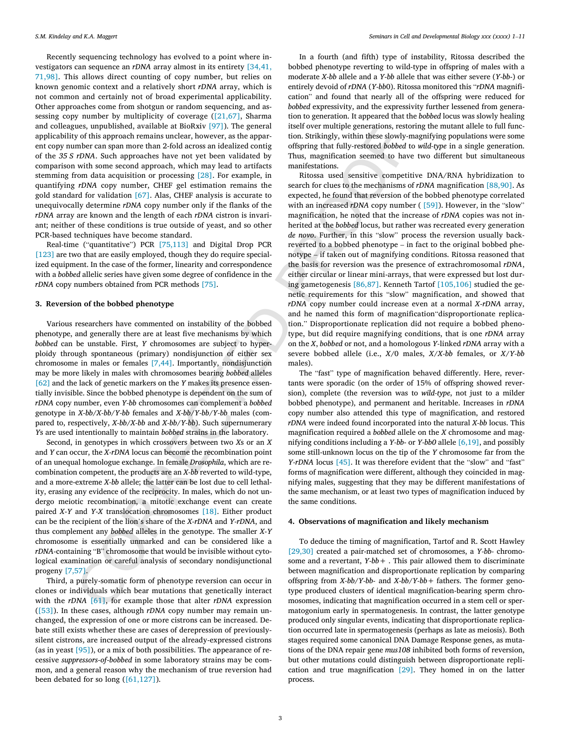Recently sequencing technology has evolved to a point where investigators can sequence an *rDNA* array almost in its entirety [34,41,71,98]. This allows direct counting of copy number, but relies on known genomic context and a relatively short *rDNA* array, which is not common and certainly not of broad experimental applicability. Other approaches come from shotgun or random sequencing, and assessing copy number by multiplicity of coverage ([21,67], Sharma and colleagues, unpublished, available at BioRxiv [97]). The general applicability of this approach remains unclear, however, as the apparent copy number can span more than 2-fold across an idealized contig of the *35 S rDNA*. Such approaches have not yet been validated by comparison with some second approach, which may lead to artifacts stemming from data acquisition or processing [28]. For example, in quantifying *rDNA* copy number, CHEF gel estimation remains the gold standard for validation [67]. Alas, CHEF analysis is accurate to unequivocally determine *rDNA* copy number only if the flanks of the *rDNA* array are known and the length of each *rDNA* cistron is invariant; neither of these conditions is true outside of yeast, and so other PCR-based techniques have become standard.

Real-time ("quantitative") PCR [75,113] and Digital Drop PCR [123] are two that are easily employed, though they do require specialized equipment. In the case of the former, linearity and correspondence with a *bobbed* allelic series have given some degree of confidence in the *rDNA* copy numbers obtained from PCR methods [75].

## 3. Reversion of the bobbed phenotype

Various researchers have commented on instability of the bobbed phenotype, and generally there are at least five mechanisms by which *bobbed* can be unstable. First, *Y* chromosomes are subject to hyperploidy through spontaneous (primary) nondisjunction of either sex chromosome in males or females [7,44]. Importantly, nondisjunction may be more likely in males with chromosomes bearing *bobbed* alleles [62] and the lack of genetic markers on the *Y* makes its presence essentially invisible. Since the bobbed phenotype is dependent on the sum of *rDNA* copy number, even *Y-bb* chromosomes can complement a *bobbed* genotype in *X-bb/X-bb/Y-bb* females and *X-bb/Y-bb/Y-bb* males (compared to, respectively, *X-bb/X-bb* and *X-bb/Y-bb*). Such supernumerary *Y*s are used intentionally to maintain *bobbed* strains in the laboratory.

Second, in genotypes in which crossovers between two *X*s or an *X* and *Y* can occur, the *X-rDNA* locus can become the recombination point of an unequal homologue exchange. In female *Drosophila*, which are recombination competent, the products are an *X-bb* reverted to wild-type, and a more-extreme *X-bb* allele; the latter can be lost due to cell lethality, erasing any evidence of the reciprocity. In males, which do not undergo meiotic recombination, a mitotic exchange event can create paired *X-Y* and *Y-X* translocation chromosomes [18]. Either product can be the recipient of the lion's share of the *X-rDNA* and *Y-rDNA*, and thus complement any *bobbed* alleles in the genotype. The smaller *X-Y* chromosome is essentially unmarked and can be considered like a *rDNA*-containing "B" chromosome that would be invisible without cytological examination or careful analysis of secondary nondisjunctional progeny [7,57].

Third, a purely-somatic form of phenotype reversion can occur in clones or individuals which bear mutations that genetically interact with the *rDNA* [61], for example those that alter *rDNA* expression ([53]). In these cases, although *rDNA* copy number may remain unchanged, the expression of one or more cistrons can be increased. Debate still exists whether these are cases of derepression of previously-silent cistrons, are increased output of the already-expressed cistrons (as in yeast [95]), or a mix of both possibilities. The appearance of recessive *suppressors-of-bobbed* in some laboratory strains may be common, and a general reason why the mechanism of true reversion had been debated for so long ([61,127]).

In a fourth (and fifth) type of instability, Ritossa described the bobbed phenotype reverting to wild-type in offspring of males with a moderate *X-bb* allele and a *Y-bb* allele that was either severe (*Y-bb-*) or entirely devoid of *rDNA* (*Y-bb*0). Ritossa monitored this "*rDNA* magnification" and found that nearly all of the offspring were reduced for *bobbed* expressivity, and the expressivity further lessened from generation to generation. It appeared that the *bobbed* locus was slowly healing itself over multiple generations, restoring the mutant allele to full function. Strikingly, within these slowly-magnifying populations were some offspring that fully-restored *bobbed* to *wild-type* in a single generation. Thus, magnification seemed to have two different but simultaneous manifestations.

Ritossa used sensitive competitive DNA/RNA hybridization to search for clues to the mechanisms of *rDNA* magnification [88,90]. As expected, he found that reversion of the bobbed phenotype correlated with an increased *rDNA* copy number ( [59]). However, in the "slow" magnification, he noted that the increase of *rDNA* copies was not inherited at the *bobbed* locus, but rather was recreated every generation *de novo*. Further, in this "slow" process the reversion usually back-reverted to a bobbed phenotype – in fact to the original bobbed phenotype – if taken out of magnifying conditions. Ritossa reasoned that the basis for reversion was the presence of extrachromosomal *rDNA*, either circular or linear mini-arrays, that were expressed but lost during gametogenesis [86,87]. Kenneth Tartof [105,106] studied the genetic requirements for this "slow" magnification, and showed that *rDNA* copy number could increase even at a normal *X-rDNA* array, and he named this form of magnification"disproportionate replication." Disproportionate replication did not require a bobbed phenotype, but did require magnifying conditions, that is one *rDNA* array on the *X*, *bobbed* or not, and a homologous *Y*-linked *rDNA* array with a severe bobbed allele (i.e., *X/0* males, *X/X-bb* females, or *X/Y-bb* males).

The "fast" type of magnification behaved differently. Here, revertants were sporadic (on the order of 15% of offspring showed reversion), complete (the reversion was to *wild-type*, not just to a milder bobbed phenotype), and permanent and heritable. Increases in *rDNA* copy number also attended this type of magnification, and restored *rDNA* were indeed found incorporated into the natural *X-bb* locus. This magnification required a *bobbed* allele on the *X* chromosome and magnifying conditions including a *Y-bb-* or *Y-bb0* allele [6,19], and possibly some still-unknown locus on the tip of the *Y* chromosome far from the *Y-rDNA* locus [45]. It was therefore evident that the "slow" and "fast" forms of magnification were different, although they coincided in magnifying males, suggesting that they may be different manifestations of the same mechanism, or at least two types of magnification induced by the same conditions.

## 4. Observations of magnification and likely mechanism

To deduce the timing of magnification, Tartof and R. Scott Hawley [29,30] created a pair-matched set of chromosomes, a *Y-bb-* chromosome and a revertant, *Y-bb+* . This pair allowed them to discriminate between magnification and disproportionate replication by comparing offspring from *X-bb/Y-bb-* and *X-bb/Y-bb+* fathers. The former genotype produced clusters of identical magnification-bearing sperm chromosomes, indicating that magnification occurred in a stem cell or spermatogonium early in spermatogenesis. In contrast, the latter genotype produced only singular events, indicating that disproportionate replication occurred late in spermatogenesis (perhaps as late as meiosis). Both stages required some canonical DNA Damage Response genes, as mutations of the DNA repair gene *mus108* inhibited both forms of reversion, but other mutations could distinguish between disproportionate replication and true magnification [29]. They homed in on the latter process.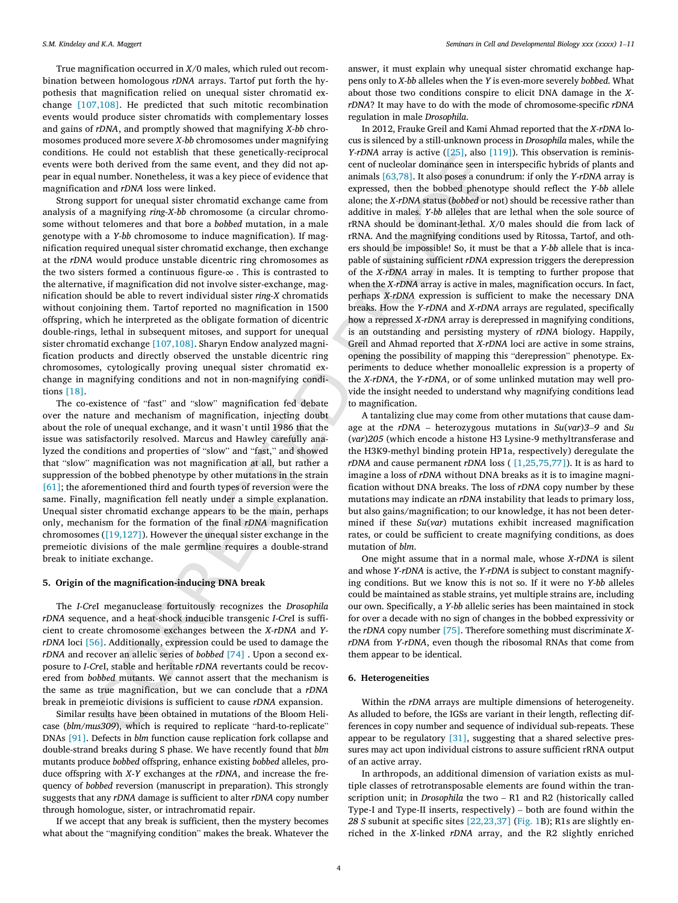True magnification occurred in *X*/0 males, which ruled out recombination between homologous *rDNA* arrays. Tartof put forth the hypothesis that magnification relied on unequal sister chromatid exchange [107,108]. He predicted that such mitotic recombination events would produce sister chromatids with complementary losses and gains of *rDNA*, and promptly showed that magnifying *X-bb* chromosomes produced more severe *X-bb* chromosomes under magnifying conditions. He could not establish that these genetically-reciprocal events were both derived from the same event, and they did not appear in equal number. Nonetheless, it was a key piece of evidence that magnification and *rDNA* loss were linked.

Strong support for unequal sister chromatid exchange came from analysis of a magnifying *ring-X-bb* chromosome (a circular chromosome without telomeres and that bore a *bobbed* mutation, in a male genotype with a *Y-bb* chromosome to induce magnification). If magnification required unequal sister chromatid exchange, then exchange at the *rDNA* would produce unstable dicentric ring chromosomes as the two sisters formed a continuous figure-∞ . This is contrasted to the alternative, if magnification did not involve sister-exchange, magnification should be able to revert individual sister *ring-X* chromatids without conjoining them. Tartof reported no magnification in 1500 offspring, which he interpreted as the obligate formation of dicentric double-rings, lethal in subsequent mitoses, and support for unequal sister chromatid exchange [107,108]. Sharyn Endow analyzed magnification products and directly observed the unstable dicentric ring chromosomes, cytologically proving unequal sister chromatid exchange in magnifying conditions and not in non-magnifying conditions [18].

The co-existence of "fast" and "slow" magnification fed debate over the nature and mechanism of magnification, injecting doubt about the role of unequal exchange, and it wasn't until 1986 that the issue was satisfactorily resolved. Marcus and Hawley carefully analyzed the conditions and properties of "slow" and "fast," and showed that "slow" magnification was not magnification at all, but rather a suppression of the bobbed phenotype by other mutations in the strain [61]; the aforementioned third and fourth types of reversion were the same. Finally, magnification fell neatly under a simple explanation. Unequal sister chromatid exchange appears to be the main, perhaps only, mechanism for the formation of the final *rDNA* magnification chromosomes ([19,127]). However the unequal sister exchange in the premeiotic divisions of the male germline requires a double-strand break to initiate exchange.

## 5. Origin of the magnification-inducing DNA break

The *I-Cre*I meganuclease fortuitously recognizes the *Drosophila rDNA* sequence, and a heat-shock inducible transgenic *I-Cre*I is sufficient to create chromosome exchanges between the *X-rDNA* and *Y-rDNA* loci [56]. Additionally, expression could be used to damage the *rDNA* and recover an allelic series of *bobbed* [74] . Upon a second exposure to *I-Cre*I, stable and heritable *rDNA* revertants could be recovered from *bobbed* mutants. We cannot assert that the mechanism is the same as true magnification, but we can conclude that a *rDNA* break in premeiotic divisions is sufficient to cause *rDNA* expansion.

Similar results have been obtained in mutations of the Bloom Helicase (*blm/mus309*), which is required to replicate "hard-to-replicate" DNAs [91]. Defects in *blm* function cause replication fork collapse and double-strand breaks during S phase. We have recently found that *blm* mutants produce *bobbed* offspring, enhance existing *bobbed* alleles, produce offspring with *X-Y* exchanges at the *rDNA*, and increase the frequency of *bobbed* reversion (manuscript in preparation). This strongly suggests that any *rDNA* damage is sufficient to alter *rDNA* copy number through homologue, sister, or intrachromatid repair.

If we accept that any break is sufficient, then the mystery becomes what about the "magnifying condition" makes the break. Whatever the answer, it must explain why unequal sister chromatid exchange happens only to *X-bb* alleles when the *Y* is even-more severely *bobbed*. What about those two conditions conspire to elicit DNA damage in the *X-rDNA*? It may have to do with the mode of chromosome-specific *rDNA* regulation in male *Drosophila*.

In 2012, Frauke Greil and Kami Ahmad reported that the *X-rDNA* locus is silenced by a still-unknown process in *Drosophila* males, while the *Y-rDNA* array is active ([25], also [119]). This observation is reminiscent of nucleolar dominance seen in interspecific hybrids of plants and animals [63,78]. It also poses a conundrum: if only the *Y-rDNA* array is expressed, then the bobbed phenotype should reflect the *Y-bb* allele alone; the *X-rDNA* status (*bobbed* or not) should be recessive rather than additive in males. *Y-bb* alleles that are lethal when the sole source of rRNA should be dominant-lethal. *X*/0 males should die from lack of rRNA. And the magnifying conditions used by Ritossa, Tartof, and others should be impossible! So, it must be that a *Y-bb* allele that is incapable of sustaining sufficient *rDNA* expression triggers the derepression of the *X-rDNA* array in males. It is tempting to further propose that when the *X-rDNA* array is active in males, magnification occurs. In fact, perhaps *X-rDNA* expression is sufficient to make the necessary DNA breaks. How the *Y-rDNA* and *X-rDNA* arrays are regulated, specifically how a repressed *X-rDNA* array is derepressed in magnifying conditions, is an outstanding and persisting mystery of *rDNA* biology. Happily, Greil and Ahmad reported that *X-rDNA* loci are active in some strains, opening the possibility of mapping this "derepression" phenotype. Experiments to deduce whether monoallelic expression is a property of the *X-rDNA*, the *Y-rDNA*, or of some unlinked mutation may well provide the insight needed to understand why magnifying conditions lead to magnification.

A tantalizing clue may come from other mutations that cause damage at the *rDNA* – heterozygous mutations in *Su*(*var*)*3–9* and *Su*(*var*)*205* (which encode a histone H3 Lysine-9 methyltransferase and the H3K9-methyl binding protein HP1a, respectively) deregulate the *rDNA* and cause permanent *rDNA* loss ( [1,25,75,77]). It is as hard to imagine a loss of *rDNA* without DNA breaks as it is to imagine magnification without DNA breaks. The loss of *rDNA* copy number by these mutations may indicate an *rDNA* instability that leads to primary loss, but also gains/magnification; to our knowledge, it has not been determined if these *Su*(*var*) mutations exhibit increased magnification rates, or could be sufficient to create magnifying conditions, as does mutation of *blm*.

One might assume that in a normal male, whose *X-rDNA* is silent and whose *Y-rDNA* is active, the *Y-rDNA* is subject to constant magnifying conditions. But we know this is not so. If it were no *Y-bb* alleles could be maintained as stable strains, yet multiple strains are, including our own. Specifically, a *Y-bb* allelic series has been maintained in stock for over a decade with no sign of changes in the bobbed expressivity or the *rDNA* copy number [75]. Therefore something must discriminate *X-rDNA* from *Y-rDNA*, even though the ribosomal RNAs that come from them appear to be identical.

## 6. Heterogeneities

Within the *rDNA* arrays are multiple dimensions of heterogeneity. As alluded to before, the IGSs are variant in their length, reflecting differences in copy number and sequence of individual sub-repeats. These appear to be regulatory [31], suggesting that a shared selective pressures may act upon individual cistrons to assure sufficient rRNA output of an active array.

In arthropods, an additional dimension of variation exists as multiple classes of retrotransposable elements are found within the transcription unit; in *Drosophila* the two – R1 and R2 (historically called Type-I and Type-II inserts, respectively) – both are found within the *28 S* subunit at specific sites [22,23,37] (Fig. 1B); R1s are slightly enriched in the *X*-linked *rDNA* array, and the R2 slightly enriched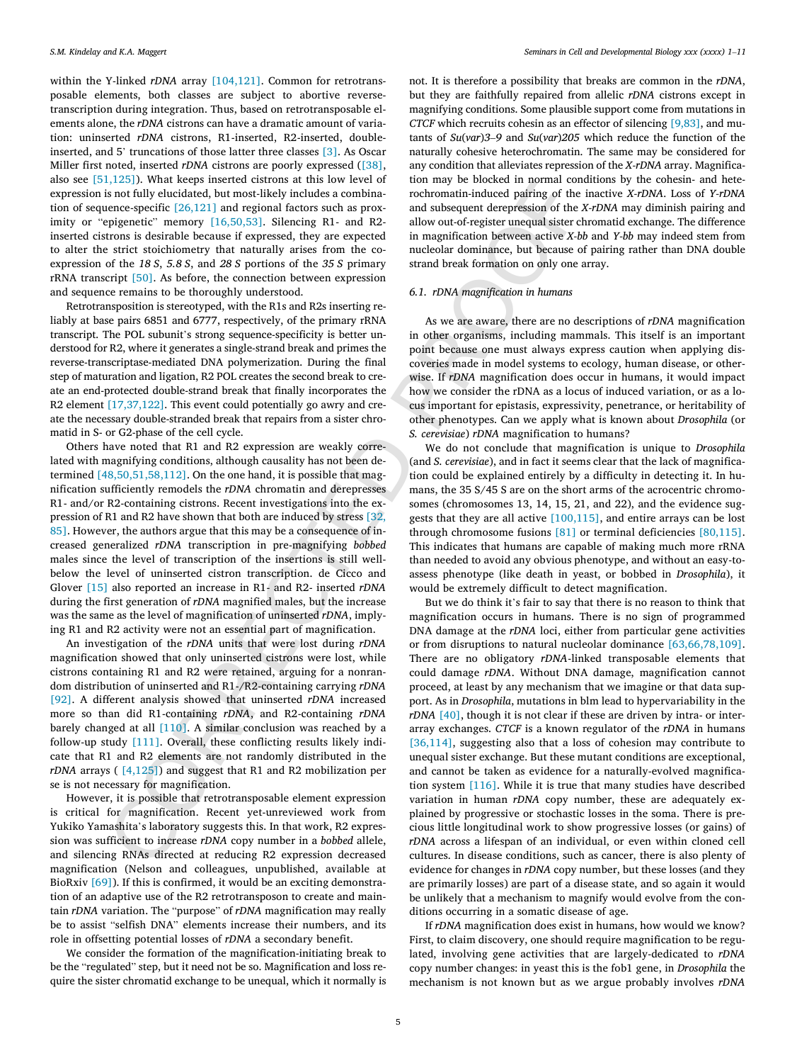within the Y-linked *rDNA* array [104,121]. Common for retrotransposable elements, both classes are subject to abortive reverse-transcription during integration. Thus, based on retrotransposable elements alone, the *rDNA* cistrons can have a dramatic amount of variation: uninserted *rDNA* cistrons, R1-inserted, R2-inserted, double-inserted, and 5' truncations of those latter three classes [3]. As Oscar Miller first noted, inserted *rDNA* cistrons are poorly expressed ([38], also see [51,125]). What keeps inserted cistrons at this low level of expression is not fully elucidated, but most-likely includes a combination of sequence-specific [26,121] and regional factors such as proximity or "epigenetic" memory [16,50,53]. Silencing R1- and R2-inserted cistrons is desirable because if expressed, they are expected to alter the strict stoichiometry that naturally arises from the co-expression of the *18 S*, *5.8 S*, and *28 S* portions of the *35 S* primary rRNA transcript [50]. As before, the connection between expression and sequence remains to be thoroughly understood.

Retrotransposition is stereotyped, with the R1s and R2s inserting reliably at base pairs 6851 and 6777, respectively, of the primary rRNA transcript. The POL subunit's strong sequence-specificity is better understood for R2, where it generates a single-strand break and primes the reverse-transcriptase-mediated DNA polymerization. During the final step of maturation and ligation, R2 POL creates the second break to create an end-protected double-strand break that finally incorporates the R2 element [17,37,122]. This event could potentially go awry and create the necessary double-stranded break that repairs from a sister chromatid in S- or G2-phase of the cell cycle.

Others have noted that R1 and R2 expression are weakly correlated with magnifying conditions, although causality has not been determined [48,50,51,58,112]. On the one hand, it is possible that magnification sufficiently remodels the *rDNA* chromatin and derepresses R1- and/or R2-containing cistrons. Recent investigations into the expression of R1 and R2 have shown that both are induced by stress [32, 85]. However, the authors argue that this may be a consequence of increased generalized *rDNA* transcription in pre-magnifying *bobbed* males since the level of transcription of the insertions is still well-below the level of uninserted cistron transcription. de Cicco and Glover [15] also reported an increase in R1- and R2- inserted *rDNA* during the first generation of *rDNA* magnified males, but the increase was the same as the level of magnification of uninserted *rDNA*, implying R1 and R2 activity were not an essential part of magnification.

An investigation of the *rDNA* units that were lost during *rDNA* magnification showed that only uninserted cistrons were lost, while cistrons containing R1 and R2 were retained, arguing for a nonrandom distribution of uninserted and R1-/R2-containing carrying *rDNA* [92]. A different analysis showed that uninserted *rDNA* increased more so than did R1-containing *rDNA*, and R2-containing *rDNA* barely changed at all [110]. A similar conclusion was reached by a follow-up study [111]. Overall, these conflicting results likely indicate that R1 and R2 elements are not randomly distributed in the *rDNA* arrays ( [4,125]) and suggest that R1 and R2 mobilization per se is not necessary for magnification.

However, it is possible that retrotransposable element expression is critical for magnification. Recent yet-unreviewed work from Yukiko Yamashita's laboratory suggests this. In that work, R2 expression was sufficient to increase *rDNA* copy number in a *bobbed* allele, and silencing RNAs directed at reducing R2 expression decreased magnification (Nelson and colleagues, unpublished, available at BioRxiv [69]). If this is confirmed, it would be an exciting demonstration of an adaptive use of the R2 retrotransposon to create and maintain *rDNA* variation. The "purpose" of *rDNA* magnification may really be to assist "selfish DNA" elements increase their numbers, and its role in offsetting potential losses of *rDNA* a secondary benefit.

We consider the formation of the magnification-initiating break to be the "regulated" step, but it need not be so. Magnification and loss require the sister chromatid exchange to be unequal, which it normally is not. It is therefore a possibility that breaks are common in the *rDNA*, but they are faithfully repaired from allelic *rDNA* cistrons except in magnifying conditions. Some plausible support come from mutations in *CTCF* which recruits cohesin as an effector of silencing [9,83], and mutants of *Su(var)3–9* and *Su(var)205* which reduce the function of the naturally cohesive heterochromatin. The same may be considered for any condition that alleviates repression of the *X-rDNA* array. Magnification may be blocked in normal conditions by the cohesin- and heterochromatin-induced pairing of the inactive *X-rDNA*. Loss of *Y-rDNA* and subsequent derepression of the *X-rDNA* may diminish pairing and allow out-of-register unequal sister chromatid exchange. The difference in magnification between active *X-bb* and *Y-bb* may indeed stem from nucleolar dominance, but because of pairing rather than DNA double strand break formation on only one array.

### 6.1. rDNA magnification in humans

As we are aware, there are no descriptions of *rDNA* magnification in other organisms, including mammals. This itself is an important point because one must always express caution when applying discoveries made in model systems to ecology, human disease, or otherwise. If *rDNA* magnification does occur in humans, it would impact how we consider the rDNA as a locus of induced variation, or as a locus important for epistasis, expressivity, penetrance, or heritability of other phenotypes. Can we apply what is known about *Drosophila* (or *S. cerevisiae*) *rDNA* magnification to humans?

We do not conclude that magnification is unique to *Drosophila* (and *S. cerevisiae*), and in fact it seems clear that the lack of magnification could be explained entirely by a difficulty in detecting it. In humans, the 35 S/45 S are on the short arms of the acrocentric chromosomes (chromosomes 13, 14, 15, 21, and 22), and the evidence suggests that they are all active [100,115], and entire arrays can be lost through chromosome fusions [81] or terminal deficiencies [80,115]. This indicates that humans are capable of making much more rRNA than needed to avoid any obvious phenotype, and without an easy-to-assess phenotype (like death in yeast, or bobbed in *Drosophila*), it would be extremely difficult to detect magnification.

But we do think it's fair to say that there is no reason to think that magnification occurs in humans. There is no sign of programmed DNA damage at the *rDNA* loci, either from particular gene activities or from disruptions to natural nucleolar dominance [63,66,78,109]. There are no obligatory *rDNA*-linked transposable elements that could damage *rDNA*. Without DNA damage, magnification cannot proceed, at least by any mechanism that we imagine or that data support. As in *Drosophila*, mutations in blm lead to hypervariability in the *rDNA* [40], though it is not clear if these are driven by intra- or inter-array exchanges. *CTCF* is a known regulator of the *rDNA* in humans [36,114], suggesting also that a loss of cohesion may contribute to unequal sister exchange. But these mutant conditions are exceptional, and cannot be taken as evidence for a naturally-evolved magnification system [116]. While it is true that many studies have described variation in human *rDNA* copy number, these are adequately explained by progressive or stochastic losses in the soma. There is precious little longitudinal work to show progressive losses (or gains) of *rDNA* across a lifespan of an individual, or even within cloned cell cultures. In disease conditions, such as cancer, there is also plenty of evidence for changes in *rDNA* copy number, but these losses (and they are primarily losses) are part of a disease state, and so again it would be unlikely that a mechanism to magnify would evolve from the conditions occurring in a somatic disease of age.

If *rDNA* magnification does exist in humans, how would we know? First, to claim discovery, one should require magnification to be regulated, involving gene activities that are largely-dedicated to *rDNA* copy number changes: in yeast this is the fob1 gene, in *Drosophila* the mechanism is not known but as we argue probably involves *rDNA*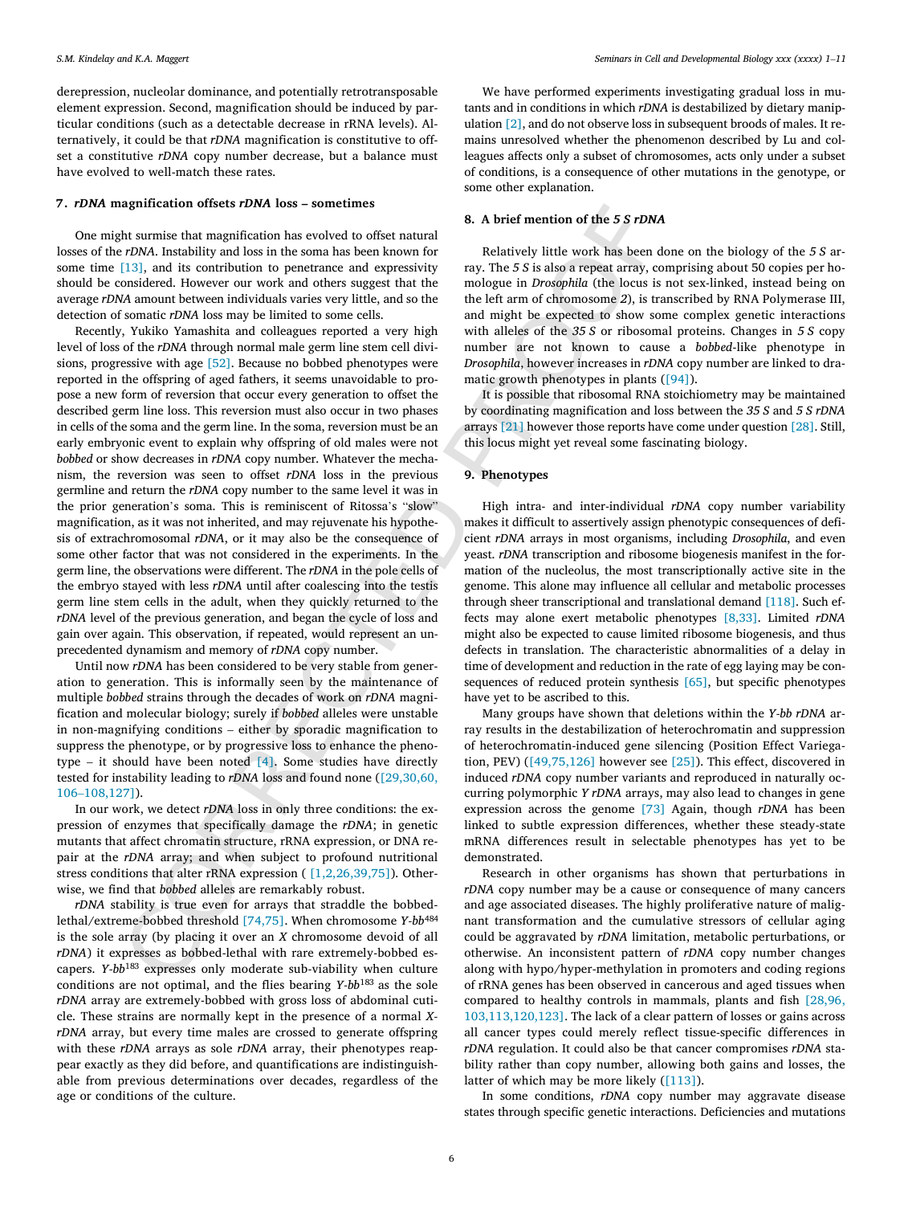derepression, nucleolar dominance, and potentially retrotransposable element expression. Second, magnification should be induced by particular conditions (such as a detectable decrease in rRNA levels). Alternatively, it could be that *rDNA* magnification is constitutive to offset a constitutive *rDNA* copy number decrease, but a balance must have evolved to well-match these rates.

## 7. *rDNA* magnification offsets *rDNA* loss – sometimes

One might surmise that magnification has evolved to offset natural losses of the *rDNA*. Instability and loss in the soma has been known for some time [13], and its contribution to penetrance and expressivity should be considered. However our work and others suggest that the average *rDNA* amount between individuals varies very little, and so the detection of somatic *rDNA* loss may be limited to some cells.

Recently, Yukiko Yamashita and colleagues reported a very high level of loss of the *rDNA* through normal male germ line stem cell divisions, progressive with age [52]. Because no bobbed phenotypes were reported in the offspring of aged fathers, it seems unavoidable to propose a new form of reversion that occur every generation to offset the described germ line loss. This reversion must also occur in two phases in cells of the soma and the germ line. In the soma, reversion must be an early embryonic event to explain why offspring of old males were not *bobbed* or show decreases in *rDNA* copy number. Whatever the mechanism, the reversion was seen to offset *rDNA* loss in the previous germline and return the *rDNA* copy number to the same level it was in the prior generation's soma. This is reminiscent of Ritossa's "slow" magnification, as it was not inherited, and may rejuvenate his hypothesis of extrachromosomal *rDNA*, or it may also be the consequence of some other factor that was not considered in the experiments. In the germ line, the observations were different. The *rDNA* in the pole cells of the embryo stayed with less *rDNA* until after coalescing into the testis germ line stem cells in the adult, when they quickly returned to the *rDNA* level of the previous generation, and began the cycle of loss and gain over again. This observation, if repeated, would represent an unprecedented dynamism and memory of *rDNA* copy number.

Until now *rDNA* has been considered to be very stable from generation to generation. This is informally seen by the maintenance of multiple *bobbed* strains through the decades of work on *rDNA* magnification and molecular biology; surely if *bobbed* alleles were unstable in non-magnifying conditions – either by sporadic magnification to suppress the phenotype, or by progressive loss to enhance the phenotype – it should have been noted [4]. Some studies have directly tested for instability leading to *rDNA* loss and found none ([29,30,60,106–108,127]).

In our work, we detect *rDNA* loss in only three conditions: the expression of enzymes that specifically damage the *rDNA*; in genetic mutants that affect chromatin structure, rRNA expression, or DNA repair at the *rDNA* array; and when subject to profound nutritional stress conditions that alter rRNA expression ( [1,2,26,39,75]). Otherwise, we find that *bobbed* alleles are remarkably robust.

*rDNA* stability is true even for arrays that straddle the bobbed-lethal/extreme-bobbed threshold [74,75]. When chromosome *Y-bb*[484] is the sole array (by placing it over an *X* chromosome devoid of all *rDNA*) it expresses as bobbed-lethal with rare extremely-bobbed escapers. *Y-bb*[183] expresses only moderate sub-viability when culture conditions are not optimal, and the flies bearing *Y-bb*[183] as the sole *rDNA* array are extremely-bobbed with gross loss of abdominal cuticle. These strains are normally kept in the presence of a normal *X-rDNA* array, but every time males are crossed to generate offspring with these *rDNA* arrays as sole *rDNA* array, their phenotypes reappear exactly as they did before, and quantifications are indistinguishable from previous determinations over decades, regardless of the age or conditions of the culture.

We have performed experiments investigating gradual loss in mutants and in conditions in which *rDNA* is destabilized by dietary manipulation [2], and do not observe loss in subsequent broods of males. It remains unresolved whether the phenomenon described by Lu and colleagues affects only a subset of chromosomes, acts only under a subset of conditions, is a consequence of other mutations in the genotype, or some other explanation.

## 8. A brief mention of the *5 S rDNA*

Relatively little work has been done on the biology of the *5 S* array. The *5 S* is also a repeat array, comprising about 50 copies per homologue in *Drosophila* (the locus is not sex-linked, instead being on the left arm of chromosome *2*), is transcribed by RNA Polymerase III, and might be expected to show some complex genetic interactions with alleles of the *35 S* or ribosomal proteins. Changes in *5 S* copy number are not known to cause a *bobbed*-like phenotype in *Drosophila*, however increases in *rDNA* copy number are linked to dramatic growth phenotypes in plants ([94]).

It is possible that ribosomal RNA stoichiometry may be maintained by coordinating magnification and loss between the *35 S* and *5 S rDNA* arrays [21] however those reports have come under question [28]. Still, this locus might yet reveal some fascinating biology.

## 9. Phenotypes

High intra- and inter-individual *rDNA* copy number variability makes it difficult to assertively assign phenotypic consequences of deficient *rDNA* arrays in most organisms, including *Drosophila*, and even yeast. *rDNA* transcription and ribosome biogenesis manifest in the formation of the nucleolus, the most transcriptionally active site in the genome. This alone may influence all cellular and metabolic processes through sheer transcriptional and translational demand [118]. Such effects may alone exert metabolic phenotypes [8,33]. Limited *rDNA* might also be expected to cause limited ribosome biogenesis, and thus defects in translation. The characteristic abnormalities of a delay in time of development and reduction in the rate of egg laying may be consequences of reduced protein synthesis [65], but specific phenotypes have yet to be ascribed to this.

Many groups have shown that deletions within the *Y-bb rDNA* array results in the destabilization of heterochromatin and suppression of heterochromatin-induced gene silencing (Position Effect Variegation, PEV) ([49,75,126] however see [25]). This effect, discovered in induced *rDNA* copy number variants and reproduced in naturally occurring polymorphic *Y rDNA* arrays, may also lead to changes in gene expression across the genome [73] Again, though *rDNA* has been linked to subtle expression differences, whether these steady-state mRNA differences result in selectable phenotypes has yet to be demonstrated.

Research in other organisms has shown that perturbations in *rDNA* copy number may be a cause or consequence of many cancers and age associated diseases. The highly proliferative nature of malignant transformation and the cumulative stressors of cellular aging could be aggravated by *rDNA* limitation, metabolic perturbations, or otherwise. An inconsistent pattern of *rDNA* copy number changes along with hypo/hyper-methylation in promoters and coding regions of rRNA genes has been observed in cancerous and aged tissues when compared to healthy controls in mammals, plants and fish [28,96,103,113,120,123]. The lack of a clear pattern of losses or gains across all cancer types could merely reflect tissue-specific differences in *rDNA* regulation. It could also be that cancer compromises *rDNA* stability rather than copy number, allowing both gains and losses, the latter of which may be more likely ([113]).

In some conditions, *rDNA* copy number may aggravate disease states through specific genetic interactions. Deficiencies and mutations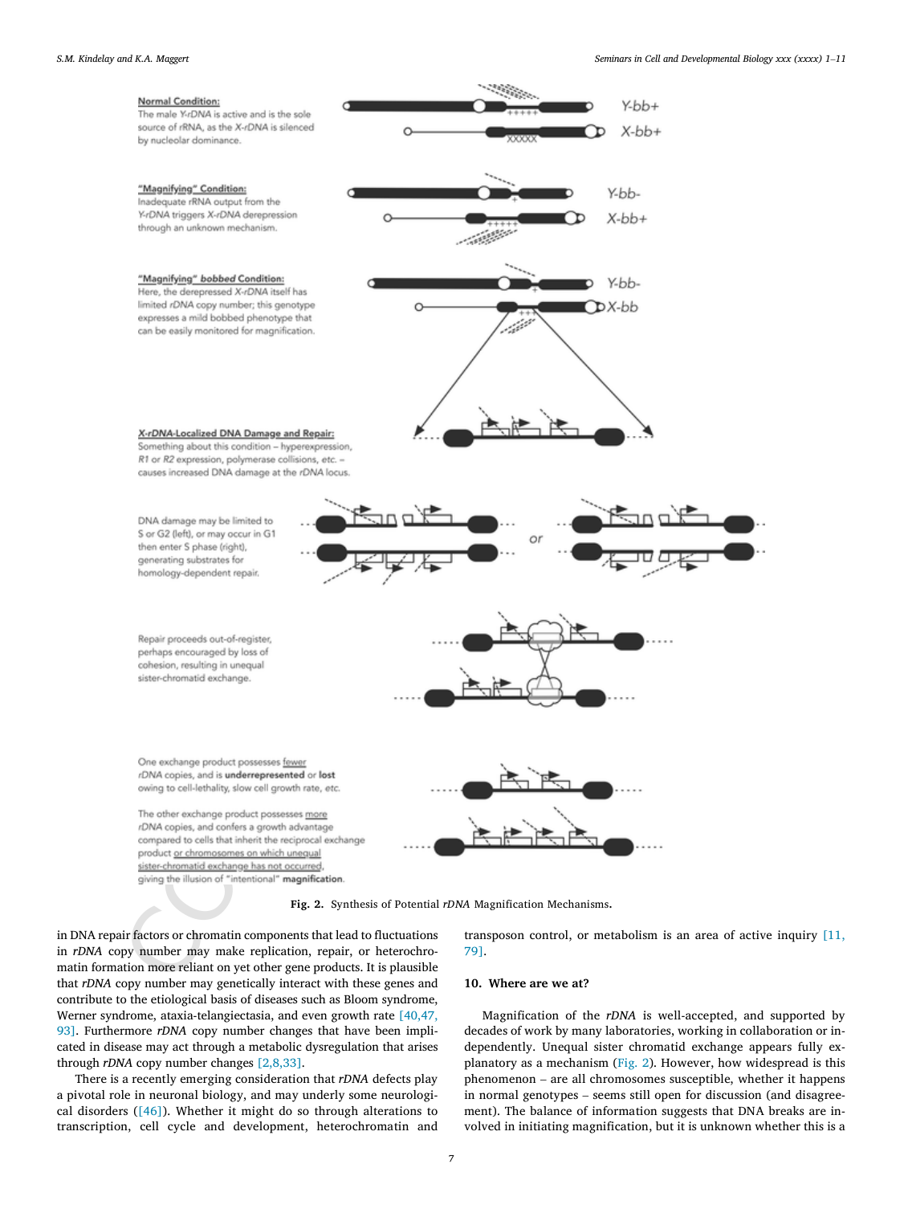Fig. 2. Synthesis of Potential *rDNA* Magnification Mechanisms.

in DNA repair factors or chromatin components that lead to fluctuations in *rDNA* copy number may make replication, repair, or heterochromatin formation more reliant on yet other gene products. It is plausible that *rDNA* copy number may genetically interact with these genes and contribute to the etiological basis of diseases such as Bloom syndrome, Werner syndrome, ataxia-telangiectasia, and even growth rate [40,47,93]. Furthermore *rDNA* copy number changes that have been implicated in disease may act through a metabolic dysregulation that arises through *rDNA* copy number changes [2,8,33].

There is a recently emerging consideration that *rDNA* defects play a pivotal role in neuronal biology, and may underly some neurological disorders ([46]). Whether it might do so through alterations to transcription, cell cycle and development, heterochromatin and transposon control, or metabolism is an area of active inquiry [11,79].

## 10. Where are we at?

Magnification of the *rDNA* is well-accepted, and supported by decades of work by many laboratories, working in collaboration or independently. Unequal sister chromatid exchange appears fully explanatory as a mechanism (Fig. 2). However, how widespread is this phenomenon – are all chromosomes susceptible, whether it happens in normal genotypes – seems still open for discussion (and disagreement). The balance of information suggests that DNA breaks are involved in initiating magnification, but it is unknown whether this is a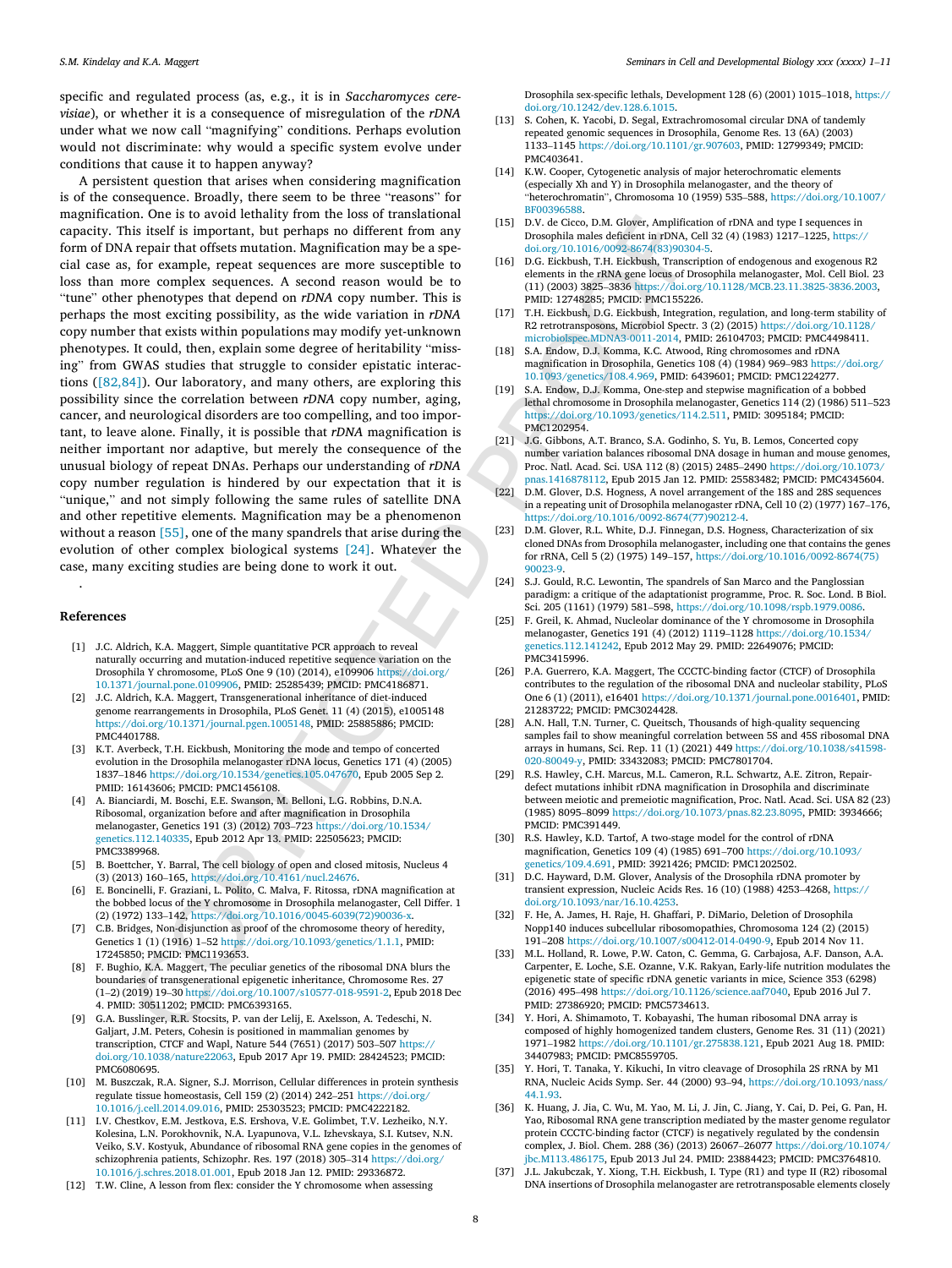specific and regulated process (as, e.g., it is in *Saccharomyces cerevisiae*), or whether it is a consequence of misregulation of the *rDNA* under what we now call "magnifying" conditions. Perhaps evolution would not discriminate: why would a specific system evolve under conditions that cause it to happen anyway?

A persistent question that arises when considering magnification is of the consequence. Broadly, there seem to be three "reasons" for magnification. One is to avoid lethality from the loss of translational capacity. This itself is important, but perhaps no different from any form of DNA repair that offsets mutation. Magnification may be a special case as, for example, repeat sequences are more susceptible to loss than more complex sequences. A second reason would be to "tune" other phenotypes that depend on *rDNA* copy number. This is perhaps the most exciting possibility, as the wide variation in *rDNA* copy number that exists within populations may modify yet-unknown phenotypes. It could, then, explain some degree of heritability "missing" from GWAS studies that struggle to consider epistatic interactions ([82,84]). Our laboratory, and many others, are exploring this possibility since the correlation between *rDNA* copy number, aging, cancer, and neurological disorders are too compelling, and too important, to leave alone. Finally, it is possible that *rDNA* magnification is neither important nor adaptive, but merely the consequence of the unusual biology of repeat DNAs. Perhaps our understanding of *rDNA* copy number regulation is hindered by our expectation that it is "unique," and not simply following the same rules of satellite DNA and other repetitive elements. Magnification may be a phenomenon without a reason [55], one of the many spandrels that arise during the evolution of other complex biological systems [24]. Whatever the case, many exciting studies are being done to work it out.

.

## References

[1] J.C. Aldrich, K.A. Maggert, Simple quantitative PCR approach to reveal naturally occurring and mutation-induced repetitive sequence variation on the Drosophila Y chromosome, PLoS One 9 (10) (2014), e109906 https://doi.org/10.1371/journal.pone.0109906, PMID: 25285439; PMCID: PMC4186871.

[2] J.C. Aldrich, K.A. Maggert, Transgenerational inheritance of diet-induced genome rearrangements in Drosophila, PLoS Genet. 11 (4) (2015), e1005148 https://doi.org/10.1371/journal.pgen.1005148, PMID: 25885886; PMCID: PMC4401788.

[3] K.T. Averbeck, T.H. Eickbush, Monitoring the mode and tempo of concerted evolution in the Drosophila melanogaster rDNA locus, Genetics 171 (4) (2005) 1837–1846 https://doi.org/10.1534/genetics.105.047670, Epub 2005 Sep 2. PMID: 16143606; PMCID: PMC1456108.

[4] A. Bianciardi, M. Boschi, E.E. Swanson, M. Belloni, L.G. Robbins, D.N.A. Ribosomal, organization before and after magnification in Drosophila melanogaster, Genetics 191 (3) (2012) 703–723 https://doi.org/10.1534/genetics.112.140335, Epub 2012 Apr 13. PMID: 22505623; PMCID: PMC3389968.

[5] B. Boettcher, Y. Barral, The cell biology of open and closed mitosis, Nucleus 4 (3) (2013) 160–165, https://doi.org/10.4161/nucl.24676.

[6] E. Boncinelli, F. Graziani, L. Polito, C. Malva, F. Ritossa, rDNA magnification at the bobbed locus of the Y chromosome in Drosophila melanogaster, Cell Differ. 1 (2) (1972) 133–142, https://doi.org/10.1016/0045-6039(72)90036-x.

[7] C.B. Bridges, Non-disjunction as proof of the chromosome theory of heredity, Genetics 1 (1) (1916) 1–52 https://doi.org/10.1093/genetics/1.1.1, PMID: 17245850; PMCID: PMC1193653.

[8] F. Bughio, K.A. Maggert, The peculiar genetics of the ribosomal DNA blurs the boundaries of transgenerational epigenetic inheritance, Chromosome Res. 27 (1–2) (2019) 19–30 https://doi.org/10.1007/s10577-018-9591-2, Epub 2018 Dec 4. PMID: 30511202; PMCID: PMC6393165.

[9] G.A. Busslinger, R.R. Stocsits, P. van der Lelij, E. Axelsson, A. Tedeschi, N. Galjart, J.M. Peters, Cohesin is positioned in mammalian genomes by transcription, CTCF and Wapl, Nature 544 (7651) (2017) 503–507 https://doi.org/10.1038/nature22063, Epub 2017 Apr 19. PMID: 28424523; PMCID: PMC6080695.

[10] M. Buszczak, R.A. Signer, S.J. Morrison, Cellular differences in protein synthesis regulate tissue homeostasis, Cell 159 (2) (2014) 242–251 https://doi.org/10.1016/j.cell.2014.09.016, PMID: 25303523; PMCID: PMC4222182.

[11] I.V. Chestkov, E.M. Jestkova, E.S. Ershova, V.E. Golimbet, T.V. Lezheiko, N.Y. Kolesina, L.N. Porokhovnik, N.A. Lyapunova, V.L. Izhevskaya, S.I. Kutsev, N.N. Veiko, S.V. Kostyuk, Abundance of ribosomal RNA gene copies in the genomes of schizophrenia patients, Schizophr. Res. 197 (2018) 305–314 https://doi.org/10.1016/j.schres.2018.01.001, Epub 2018 Jan 12. PMID: 29336872.

[12] T.W. Cline, A lesson from flex: consider the Y chromosome when assessing Drosophila sex-specific lethals, Development 128 (6) (2001) 1015–1018, https://doi.org/10.1242/dev.128.6.1015.

[13] S. Cohen, K. Yacobi, D. Segal, Extrachromosomal circular DNA of tandemly repeated genomic sequences in Drosophila, Genome Res. 13 (6A) (2003) 1133–1145 https://doi.org/10.1101/gr.907603, PMID: 12799349; PMCID: PMC403641.

[14] K.W. Cooper, Cytogenetic analysis of major heterochromatic elements (especially Xh and Y) in Drosophila melanogaster, and the theory of "heterochromatin", Chromosoma 10 (1959) 535–588, https://doi.org/10.1007/BF00396588.

[15] D.V. de Cicco, D.M. Glover, Amplification of rDNA and type I sequences in Drosophila males deficient in rDNA, Cell 32 (4) (1983) 1217–1225, https://doi.org/10.1016/0092-8674(83)90304-5.

[16] D.G. Eickbush, T.H. Eickbush, Transcription of endogenous and exogenous R2 elements in the rRNA gene locus of Drosophila melanogaster, Mol. Cell Biol. 23 (11) (2003) 3825–3836 https://doi.org/10.1128/MCB.23.11.3825-3836.2003, PMID: 12748285; PMCID: PMC155226.

[17] T.H. Eickbush, D.G. Eickbush, Integration, regulation, and long-term stability of R2 retrotransposons, Microbiol Spectr. 3 (2) (2015) https://doi.org/10.1128/microbiolspec.MDNA3-0011-2014, PMID: 26104703; PMCID: PMC4498411.

[18] S.A. Endow, D.J. Komma, K.C. Atwood, Ring chromosomes and rDNA magnification in Drosophila, Genetics 108 (4) (1984) 969–983 https://doi.org/10.1093/genetics/108.4.969, PMID: 6439601; PMCID: PMC1224277.

[19] S.A. Endow, D.J. Komma, One-step and stepwise magnification of a bobbed lethal chromosome in Drosophila melanogaster, Genetics 114 (2) (1986) 511–523 https://doi.org/10.1093/genetics/114.2.511, PMID: 3095184; PMCID: PMC1202954.

[21] J.G. Gibbons, A.T. Branco, S.A. Godinho, S. Yu, B. Lemos, Concerted copy number variation balances ribosomal DNA dosage in human and mouse genomes, Proc. Natl. Acad. Sci. USA 112 (8) (2015) 2485–2490 https://doi.org/10.1073/pnas.1416878112, Epub 2015 Jan 12. PMID: 25583482; PMCID: PMC4345604.

[22] D.M. Glover, D.S. Hogness, A novel arrangement of the 18S and 28S sequences in a repeating unit of Drosophila melanogaster rDNA, Cell 10 (2) (1977) 167–176, https://doi.org/10.1016/0092-8674(77)90212-4.

[23] D.M. Glover, R.L. White, D.J. Finnegan, D.S. Hogness, Characterization of six cloned DNAs from Drosophila melanogaster, including one that contains the genes for rRNA, Cell 5 (2) (1975) 149–157, https://doi.org/10.1016/0092-8674(75)90023-9.

[24] S.J. Gould, R.C. Lewontin, The spandrels of San Marco and the Panglossian paradigm: a critique of the adaptationist programme, Proc. R. Soc. Lond. B Biol. Sci. 205 (1161) (1979) 581–598, https://doi.org/10.1098/rspb.1979.0086.

[25] F. Greil, K. Ahmad, Nucleolar dominance of the Y chromosome in Drosophila melanogaster, Genetics 191 (4) (2012) 1119–1128 https://doi.org/10.1534/genetics.112.141242, Epub 2012 May 29. PMID: 22649076; PMCID: PMC3415996.

[26] P.A. Guerrero, K.A. Maggert, The CCCTC-binding factor (CTCF) of Drosophila contributes to the regulation of the ribosomal DNA and nucleolar stability, PLoS One 6 (1) (2011), e16401 https://doi.org/10.1371/journal.pone.0016401, PMID: 21283722; PMCID: PMC3024428.

[28] A.N. Hall, T.N. Turner, C. Queitsch, Thousands of high-quality sequencing samples fail to show meaningful correlation between 5S and 45S ribosomal DNA arrays in humans, Sci. Rep. 11 (1) (2021) 449 https://doi.org/10.1038/s41598-020-80049-y, PMID: 33432083; PMCID: PMC7801704.

[29] R.S. Hawley, C.H. Marcus, M.L. Cameron, R.L. Schwartz, A.E. Zitron, Repair-defect mutations inhibit rDNA magnification in Drosophila and discriminate between meiotic and premeiotic magnification, Proc. Natl. Acad. Sci. USA 82 (23) (1985) 8095–8099 https://doi.org/10.1073/pnas.82.23.8095, PMID: 3934666; PMCID: PMC391449.

[30] R.S. Hawley, K.D. Tartof, A two-stage model for the control of rDNA magnification, Genetics 109 (4) (1985) 691–700 https://doi.org/10.1093/genetics/109.4.691, PMID: 3921426; PMCID: PMC1202502.

[31] D.C. Hayward, D.M. Glover, Analysis of the Drosophila rDNA promoter by transient expression, Nucleic Acids Res. 16 (10) (1988) 4253–4268, https://doi.org/10.1093/nar/16.10.4253.

[32] F. He, A. James, H. Raje, H. Ghaffari, P. DiMario, Deletion of Drosophila Nopp140 induces subcellular ribosomopathies, Chromosoma 124 (2) (2015) 191–208 https://doi.org/10.1007/s00412-014-0490-9, Epub 2014 Nov 11.

[33] M.L. Holland, R. Lowe, P.W. Caton, C. Gemma, G. Carbajosa, A.F. Danson, A.A. Carpenter, E. Loche, S.E. Ozanne, V.K. Rakyan, Early-life nutrition modulates the epigenetic state of specific rDNA genetic variants in mice, Science 353 (6298) (2016) 495–498 https://doi.org/10.1126/science.aaf7040, Epub 2016 Jul 7. PMID: 27386920; PMCID: PMC5734613.

[34] Y. Hori, A. Shimamoto, T. Kobayashi, The human ribosomal DNA array is composed of highly homogenized tandem clusters, Genome Res. 31 (11) (2021) 1971–1982 https://doi.org/10.1101/gr.275838.121, Epub 2021 Aug 18. PMID: 34407983; PMCID: PMC8559705.

[35] Y. Hori, T. Tanaka, Y. Kikuchi, In vitro cleavage of Drosophila 2S rRNA by M1 RNA, Nucleic Acids Symp. Ser. 44 (2000) 93–94, https://doi.org/10.1093/nass/44.1.93.

[36] K. Huang, J. Jia, C. Wu, M. Yao, M. Li, J. Jin, C. Jiang, Y. Cai, D. Pei, G. Pan, H. Yao, Ribosomal RNA gene transcription mediated by the master genome regulator protein CCCTC-binding factor (CTCF) is negatively regulated by the condensin complex, J. Biol. Chem. 288 (36) (2013) 26067–26077 https://doi.org/10.1074/jbc.M113.486175, Epub 2013 Jul 24. PMID: 23884423; PMCID: PMC3764810.

[37] J.L. Jakubczak, Y. Xiong, T.H. Eickbush, I. Type (R1) and type II (R2) ribosomal DNA insertions of Drosophila melanogaster are retrotransposable elements closely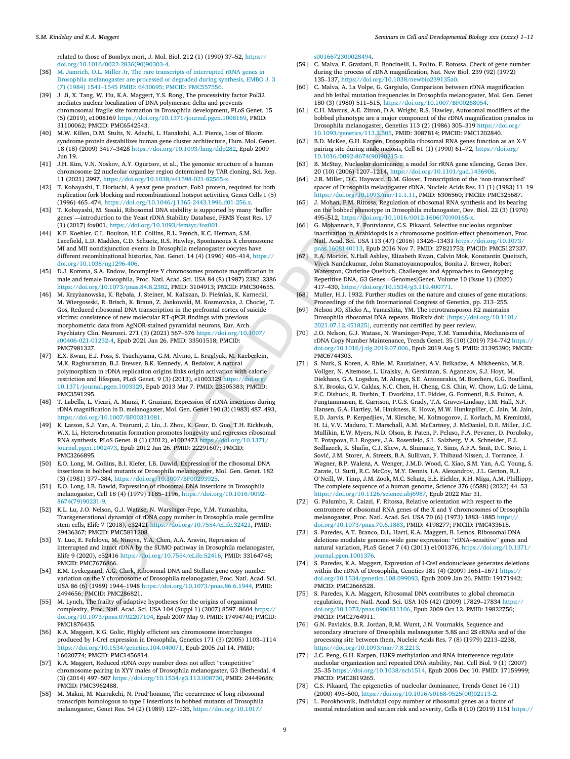related to those of Bombyx mori, J. Mol. Biol. 212 (1) (1990) 37–52, https://doi.org/10.1016/0022-2836(90)90303-4.

[38] M. Jamrich, O.L. Miller Jr, The rare transcripts of interrupted rRNA genes in Drosophila melanogaster are processed or degraded during synthesis, EMBO J. 3 (7) (1984) 1541–1545 PMID: 6430695; PMCID: PMC557556.

[39] J. Ji, X. Tang, W. Hu, K.A. Maggert, Y.S. Rong, The processivity factor Pol32 mediates nuclear localization of DNA polymerase delta and prevents chromosomal fragile site formation in Drosophila development, PLoS Genet. 15 (5) (2019), e1008169 https://doi.org/10.1371/journal.pgen.1008169, PMID: 31100062; PMCID: PMC6542543.

[40] M.W. Killen, D.M. Stults, N. Adachi, L. Hanakahi, A.J. Pierce, Loss of Bloom syndrome protein destabilizes human gene cluster architecture, Hum. Mol. Genet. 18 (18) (2009) 3417–3428 https://doi.org/10.1093/hmg/ddp282, Epub 2009 Jun 19.

[41] J.H. Kim, V.N. Noskov, A.Y. Ogurtsov, et al., The genomic structure of a human chromosome 22 nucleolar organizer region determined by TAR cloning, Sci. Rep. 11 (2021) 2997, https://doi.org/10.1038/s41598-021-82565-x.

[42] T. Kobayashi, T. Horiuchi, A yeast gene product, Fob1 protein, required for both replication fork blocking and recombinational hotspot activities, Genes Cells 1 (5) (1996) 465–474, https://doi.org/10.1046/j.1365-2443.1996.d01-256.x.

[43] T. Kobayashi, M. Sasaki, Ribosomal DNA stability is supported by many 'buffer genes'—introduction to the Yeast rDNA Stability Database, FEMS Yeast Res. 17 (1) (2017) fox001, https://doi.org/10.1093/femsyr/fox001.

[44] K.E. Koehler, C.L. Boulton, H.E. Collins, R.L. French, K.C. Herman, S.M. Lacefield, L.D. Madden, C.D. Schuetz, R.S. Hawley, Spontaneous X chromosome MI and MII nondisjunction events in Drosophila melanogaster oocytes have different recombinational histories, Nat. Genet. 14 (4) (1996) 406–414, https://doi.org/10.1038/ng1296-406.

[45] D.J. Komma, S.A. Endow, Incomplete Y chromosomes promote magnification in male and female Drosophila, Proc. Natl. Acad. Sci. USA 84 (8) (1987) 2382–2386 https://doi.org/10.1073/pnas.84.8.2382, PMID: 3104913; PMCID: PMC304655.

[46] M. Krzyżanowska, K. Rębała, J. Steiner, M. Kaliszan, D. Pieśniak, K. Karnecki, M. Wiergowski, R. Brisch, K. Braun, Z. Jankowski, M. Kosmowska, J. Chociej, T. Gos, Reduced ribosomal DNA transcription in the prefrontal cortex of suicide victims: consistence of new molecular RT-qPCR findings with previous morphometric data from AgNOR-stained pyramidal neurons, Eur. Arch. Psychiatry Clin. Neurosci. 271 (3) (2021) 567–576 https://doi.org/10.1007/s00406-021-01232-4, Epub 2021 Jan 26. PMID: 33501518; PMCID: PMC7981327.

[47] E.X. Kwan, E.J. Foss, S. Tsuchiyama, G.M. Alvino, L. Kruglyak, M. Kaeberlein, M.K. Raghuraman, B.J. Brewer, B.K. Kennedy, A. Bedalov, A natural polymorphism in rDNA replication origins links origin activation with calorie restriction and lifespan, PLoS Genet. 9 (3) (2013), e1003329 https://doi.org/10.1371/journal.pgen.1003329, Epub 2013 Mar 7. PMID: 23505383; PMCID: PMC3591295.

[48] T. Labella, L. Vicari, A. Manzi, F. Graziani, Expression of rDNA insertions during rDNA magnification in D. melanogaster, Mol. Gen. Genet 190 (3) (1983) 487–493, https://doi.org/10.1007/BF00331081.

[49] K. Larson, S.J. Yan, A. Tsurumi, J. Liu, J. Zhou, K. Gaur, D. Guo, T.H. Eickbush, W.X. Li, Heterochromatin formation promotes longevity and represses ribosomal RNA synthesis, PLoS Genet. 8 (1) (2012), e1002473 https://doi.org/10.1371/journal.pgen.1002473, Epub 2012 Jan 26. PMID: 22291607; PMCID: PMC3266895.

[50] E.O. Long, M. Collins, B.I. Kiefer, I.B. Dawid, Expression of the ribosomal DNA insertions in bobbed mutants of Drosophila melanogaster, Mol. Gen. Genet. 182 (3) (1981) 377–384, https://doi.org/10.1007/BF00293925.

[51] E.O. Long, I.B. Dawid, Expression of ribosomal DNA insertions in Drosophila melanogaster, Cell 18 (4) (1979) 1185–1196, https://doi.org/10.1016/0092-8674(79)90231-9.

[52] K.L. Lu, J.O. Nelson, G.J. Watase, N. Warsinger-Pepe, Y.M. Yamashita, Transgenerational dynamics of rDNA copy number in Drosophila male germline stem cells, Elife 7 (2018), e32421 https://doi.org/10.7554/eLife.32421, PMID: 29436367; PMCID: PMC5811208.

[53] Y. Luo, E. Fefelova, M. Ninova, Y.A. Chen, A.A. Aravin, Repression of interrupted and intact rDNA by the SUMO pathway in Drosophila melanogaster, Elife 9 (2020), e52416 https://doi.org/10.7554/eLife.52416, PMID: 33164748; PMCID: PMC7676866.

[54] E.M. Lyckegaard, A.G. Clark, Ribosomal DNA and Stellate gene copy number variation on the Y chromosome of Drosophila melanogaster, Proc. Natl. Acad. Sci. USA 86 (6) (1989) 1944–1948 https://doi.org/10.1073/pnas.86.6.1944, PMID: 2494656; PMCID: PMC286821.

[55] M. Lynch, The frailty of adaptive hypotheses for the origins of organismal complexity, Proc. Natl. Acad. Sci. USA 104 (Suppl 1) (2007) 8597–8604 https://doi.org/10.1073/pnas.0702207104, Epub 2007 May 9. PMID: 17494740; PMCID: PMC1876435.

[56] K.A. Maggert, K.G. Golic, Highly efficient sex chromosome interchanges produced by I-CreI expression in Drosophila, Genetics 171 (3) (2005) 1103–1114 https://doi.org/10.1534/genetics.104.040071, Epub 2005 Jul 14. PMID: 16020774; PMCID: PMC1456814.

[57] K.A. Maggert, Reduced rDNA copy number does not affect "competitive" chromosome pairing in XYY males of Drosophila melanogaster, G3 (Bethesda). 4 (3) (2014) 497–507 https://doi.org/10.1534/g3.113.008730, PMID: 24449686; PMCID: PMC3962488.

[58] M. Makni, M. Marrakchi, N. Prud'homme, The occurrence of long ribosomal transcripts homologous to type I insertions in bobbed mutants of Drosophila melanogaster, Genet Res. 54 (2) (1989) 127–135, https://doi.org/10.1017/s0016672300028494.

[59] C. Malva, F. Graziani, E. Boncinelli, L. Polito, F. Rotossa, Check of gene number during the process of rDNA magnification, Nat. New Biol. 239 (92) (1972) 135–137, https://doi.org/10.1038/newbio239135a0.

[60] C. Malva, A. La Volpe, G. Gargiulo, Comparison between rDNA magnification and bb lethal mutation frequencies in Drosophila melanogaster, Mol. Gen. Genet 180 (3) (1980) 511–515, https://doi.org/10.1007/BF00268054.

[61] C.H. Marcus, A.E. Zitron, D.A. Wright, R.S. Hawley, Autosomal modifiers of the bobbed phenotype are a major component of the rDNA magnification paradox in Drosophila melanogaster, Genetics 113 (2) (1986) 305–319 https://doi.org/10.1093/genetics/113.2.305, PMID: 3087814; PMCID: PMC1202840.

[62] B.D. McKee, G.H. Karpen, Drosophila ribosomal RNA genes function as an X-Y pairing site during male meiosis, Cell 61 (1) (1990) 61–72, https://doi.org/10.1016/0092-8674(90)90215-z.

[63] B. McStay, Nucleolar dominance: a model for rRNA gene silencing, Genes Dev. 20 (10) (2006) 1207–1214, https://doi.org/10.1101/gad.1436906.

[64] J.R. Miller, D.C. Hayward, D.M. Glover, Transcription of the 'non-transcribed' spacer of Drosophila melanogaster rDNA, Nucleic Acids Res. 11 (1) (1983) 11–19 https://doi.org/10.1093/nar/11.1.11, PMID: 6306560; PMCID: PMC325687.

[65] J. Mohan, F.M. Ritossa, Regulation of ribosomal RNA synthesis and its bearing on the bobbed phenotype in Drosophila melanogaster, Dev. Biol. 22 (3) (1970) 495–512, https://doi.org/10.1016/0012-1606(70)90165-x.

[66] G. Mohannath, F. Pontvianne, C.S. Pikaard, Selective nucleolus organizer inactivation in Arabidopsis is a chromosome position-effect phenomenon, Proc. Natl. Acad. Sci. USA 113 (47) (2016) 13426–13431 https://doi.org/10.1073/pnas.1608140113, Epub 2016 Nov 7. PMID: 27821753; PMCID: PMC5127337.

[67] E.A. Morton, N.Hall Ashley, Elizabeth Kwan, Calvin Mok, Konstantin Queitsch, Vivek Nandakumar, John Stamatoyannopoulos, Bonita J. Brewer, Robert Waterston, Christine Queitsch, Challenges and Approaches to Genotyping Repetitive DNA, G3 Genes=Genomes|Genet. Volume 10 (Issue 1) (2020) 417–430, https://doi.org/10.1534/g3.119.400771.

[68] Muller, H.J. 1932. Further studies on the nature and causes of gene mutations. Proceedings of the 6th International Congress of Genetics, pp. 213–255.

[69] Nelson JO, Slicko A., Yamashita, YM. The retrotransposon R2 maintains Drosophila ribosomal DNA repeats. BioRxiv doi: (https://doi.org/10.1101/2021.07.12.451825), currently not certified by peer review.

[70] J.O. Nelson, G.J. Watase, N. Warsinger-Pepe, Y.M. Yamashita, Mechanisms of rDNA Copy Number Maintenance, Trends Genet. 35 (10) (2019) 734–742 https://doi.org/10.1016/j.tig.2019.07.006, Epub 2019 Aug 5. PMID: 31395390; PMCID: PMC6744303.

[71] S. Nurk, S. Koren, A. Rhie, M. Rautiainen, A.V. Bzikadze, A. Mikheenko, M.R. Vollger, N. Altemose, L. Uralsky, A. Gershman, S. Aganezov, S.J. Hoyt, M. Diekhans, G.A. Logsdon, M. Alonge, S.E. Antonarakis, M. Borchers, G.G. Bouffard, S.Y. Brooks, G.V. Caldas, N.C. Chen, H. Cheng, C.S. Chin, W. Chow, L.G. de Lima, P.C. Dishuck, R. Durbin, T. Dvorkina, I.T. Fiddes, G. Formenti, R.S. Fulton, A. Fungtammasan, E. Garrison, P.G.S. Grady, T.A. Graves-Lindsay, I.M. Hall, N.F. Hansen, G.A. Hartley, M. Haukness, K. Howe, M.W. Hunkapiller, C. Jain, M. Jain, E.D. Jarvis, P. Kerpedjiev, M. Kirsche, M. Kolmogorov, J. Korlach, M. Kremitzki, H. Li, V.V. Maduro, T. Marschall, A.M. McCartney, J. McDaniel, D.E. Miller, J.C. Mullikin, E.W. Myers, N.D. Olson, B. Paten, P. Peluso, P.A. Pevzner, D. Porubsky, T. Potapova, E.I. Rogaev, J.A. Rosenfeld, S.L. Salzberg, V.A. Schneider, F.J. Sedlazeck, K. Shafin, C.J. Shew, A. Shumate, Y. Sims, A.F.A. Smit, D.C. Soto, I. Sović, J.M. Storer, A. Streets, B.A. Sullivan, F. Thibaud-Nissen, J. Torrance, J. Wagner, B.P. Walenz, A. Wenger, J.M.D. Wood, C. Xiao, S.M. Yan, A.C. Young, S. Zarate, U. Surti, R.C. McCoy, M.Y. Dennis, I.A. Alexandrov, J.L. Gerton, R.J. O'Neill, W. Timp, J.M. Zook, M.C. Schatz, E.E. Eichler, K.H. Miga, A.M. Phillippy, The complete sequence of a human genome, Science 376 (6588) (2022) 44–53 https://doi.org/10.1126/science.abj6987, Epub 2022 Mar 31.

[72] G. Palumbo, R. Caizzi, F. Ritossa, Relative orientation with respect to the centromere of ribosomal RNA genes of the X and Y chromosomes of Drosophila melanogaster, Proc. Natl. Acad. Sci. USA 70 (6) (1973) 1883–1885 https://doi.org/10.1073/pnas.70.6.1883, PMID: 4198277; PMCID: PMC433618.

[73] S. Paredes, A.T. Branco, D.L. Hartl, K.A. Maggert, B. Lemos, Ribosomal DNA deletions modulate genome-wide gene expression: "rDNA–sensitive" genes and natural variation, PLoS Genet 7 (4) (2011) e1001376, https://doi.org/10.1371/journal.pgen.1001376.

[74] S. Paredes, K.A. Maggert, Expression of I-CreI endonuclease generates deletions within the rDNA of Drosophila, Genetics 181 (4) (2009) 1661–1671 https://doi.org/10.1534/genetics.108.099093, Epub 2009 Jan 26. PMID: 19171942; PMCID: PMC2666528.

[75] S. Paredes, K.A. Maggert, Ribosomal DNA contributes to global chromatin regulation, Proc. Natl. Acad. Sci. USA 106 (42) (2009) 17829–17834 https://doi.org/10.1073/pnas.0906811106, Epub 2009 Oct 12. PMID: 19822756; PMCID: PMC2764911.

[76] G.N. Pavlakis, B.R. Jordan, R.M. Wurst, J.N. Vournakis, Sequence and secondary structure of Drosophila melanogaster 5.8S and 2S rRNAs and of the processing site between them, Nucleic Acids Res. 7 (8) (1979) 2213–2238, https://doi.org/10.1093/nar/7.8.2213.

[77] J.C. Peng, G.H. Karpen, H3K9 methylation and RNA interference regulate nucleolar organization and repeated DNA stability, Nat. Cell Biol. 9 (1) (2007) 25–35 https://doi.org/10.1038/ncb1514, Epub 2006 Dec 10. PMID: 17159999; PMCID: PMC2819265.

[78] C.S. Pikaard, The epigenetics of nucleolar dominance, Trends Genet 16 (11) (2000) 495–500, https://doi.org/10.1016/s0168-9525(00)02113-2.

[79] L. Porokhovnik, Individual copy number of ribosomal genes as a factor of mental retardation and autism risk and severity, Cells 8 (10) (2019) 1151 https://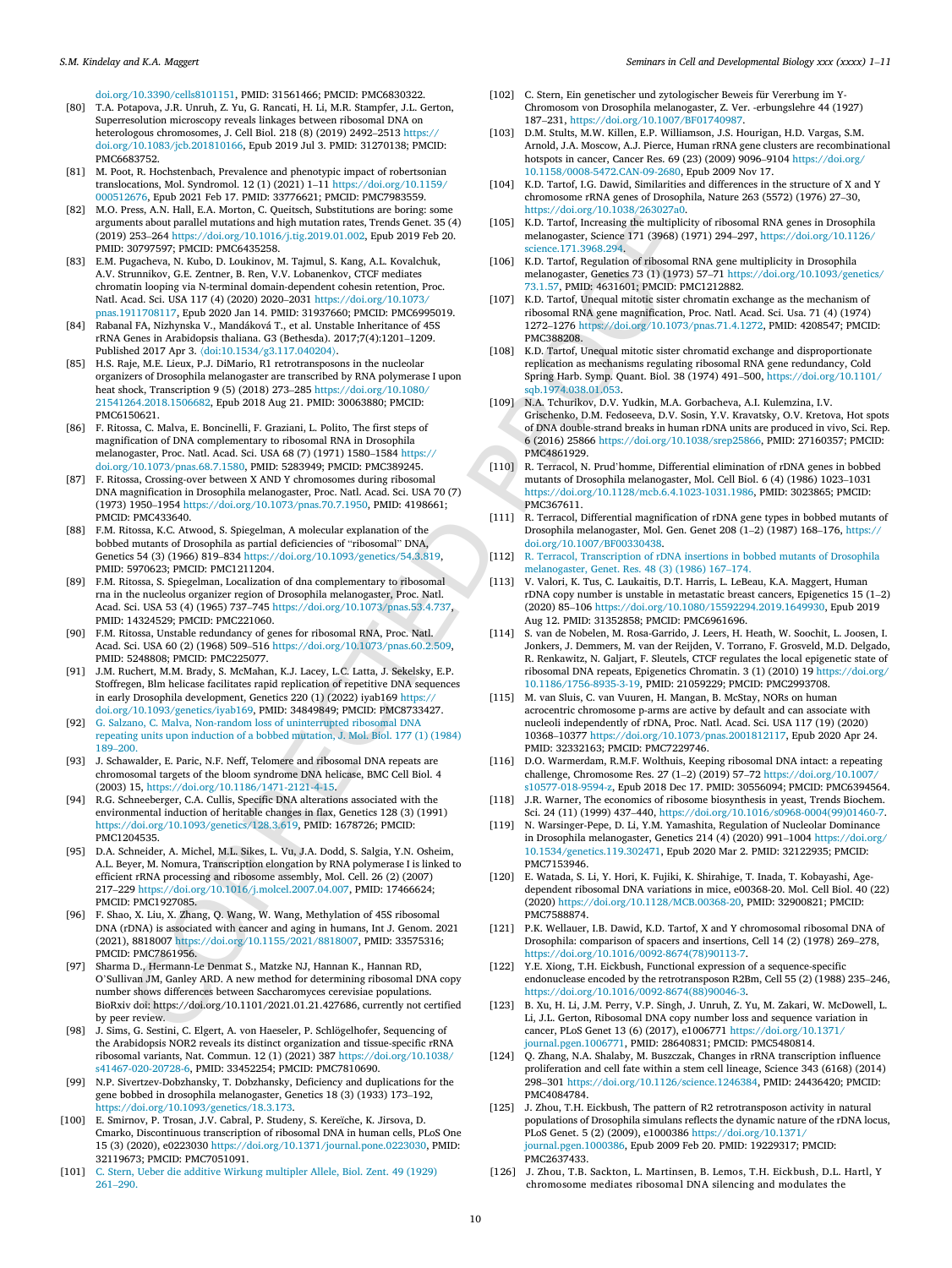doi.org/10.3390/cells8101151, PMID: 31561466; PMCID: PMC6830322.

[80] T.A. Potapova, J.R. Unruh, Z. Yu, G. Rancati, H. Li, M.R. Stampfer, J.L. Gerton, Superresolution microscopy reveals linkages between ribosomal DNA on heterologous chromosomes, J. Cell Biol. 218 (8) (2019) 2492–2513 https://doi.org/10.1083/jcb.201810166, Epub 2019 Jul 3. PMID: 31270138; PMCID: PMC6683752.

[81] M. Poot, R. Hochstenbach, Prevalence and phenotypic impact of robertsonian translocations, Mol. Syndromol. 12 (1) (2021) 1–11 https://doi.org/10.1159/000512676, Epub 2021 Feb 17. PMID: 33776621; PMCID: PMC7983559.

[82] M.O. Press, A.N. Hall, E.A. Morton, C. Queitsch, Substitutions are boring: some arguments about parallel mutations and high mutation rates, Trends Genet. 35 (4) (2019) 253–264 https://doi.org/10.1016/j.tig.2019.01.002, Epub 2019 Feb 20. PMID: 30797597; PMCID: PMC6435258.

[83] E.M. Pugacheva, N. Kubo, D. Loukinov, M. Tajmul, S. Kang, A.L. Kovalchuk, A.V. Strunnikov, G.E. Zentner, B. Ren, V.V. Lobanenkov, CTCF mediates chromatin looping via N-terminal domain-dependent cohesin retention, Proc. Natl. Acad. Sci. USA 117 (4) (2020) 2020–2031 https://doi.org/10.1073/pnas.1911708117, Epub 2020 Jan 14. PMID: 31937660; PMCID: PMC6995019.

[84] Rabanal FA, Nizhynska V., Mandáková T., et al. Unstable Inheritance of 45S rRNA Genes in Arabidopsis thaliana. G3 (Bethesda). 2017;7(4):1201–1209. Published 2017 Apr 3. (doi:10.1534/g3.117.040204).

[85] H.S. Raje, M.E. Lieux, P.J. DiMario, R1 retrotransposons in the nucleolar organizers of Drosophila melanogaster are transcribed by RNA polymerase I upon heat shock, Transcription 9 (5) (2018) 273–285 https://doi.org/10.1080/21541264.2018.1506682, Epub 2018 Aug 21. PMID: 30063880; PMCID: PMC6150621.

[86] F. Ritossa, C. Malva, E. Boncinelli, F. Graziani, L. Polito, The first steps of magnification of DNA complementary to ribosomal RNA in Drosophila melanogaster, Proc. Natl. Acad. Sci. USA 68 (7) (1971) 1580–1584 https://doi.org/10.1073/pnas.68.7.1580, PMID: 5283949; PMCID: PMC389245.

[87] F. Ritossa, Crossing-over between X AND Y chromosomes during ribosomal DNA magnification in Drosophila melanogaster, Proc. Natl. Acad. Sci. USA 70 (7) (1973) 1950–1954 https://doi.org/10.1073/pnas.70.7.1950, PMID: 4198661; PMCID: PMC433640.

[88] F.M. Ritossa, K.C. Atwood, S. Spiegelman, A molecular explanation of the bobbed mutants of Drosophila as partial deficiencies of "ribosomal" DNA, Genetics 54 (3) (1966) 819–834 https://doi.org/10.1093/genetics/54.3.819, PMID: 5970623; PMCID: PMC1211204.

[89] F.M. Ritossa, S. Spiegelman, Localization of dna complementary to ribosomal rna in the nucleolus organizer region of Drosophila melanogaster, Proc. Natl. Acad. Sci. USA 53 (4) (1965) 737–745 https://doi.org/10.1073/pnas.53.4.737, PMID: 14324529; PMCID: PMC221060.

[90] F.M. Ritossa, Unstable redundancy of genes for ribosomal RNA, Proc. Natl. Acad. Sci. USA 60 (2) (1968) 509–516 https://doi.org/10.1073/pnas.60.2.509, PMID: 5248808; PMCID: PMC225077.

[91] J.M. Ruchert, M.M. Brady, S. McMahan, K.J. Lacey, L.C. Latta, J. Sekelsky, E.P. Stoffregen, Blm helicase facilitates rapid replication of repetitive DNA sequences in early Drosophila development, Genetics 220 (1) (2022) iyab169 https://doi.org/10.1093/genetics/iyab169, PMID: 34849849; PMCID: PMC8733427.

[92] G. Salzano, C. Malva, Non-random loss of uninterrupted ribosomal DNA repeating units upon induction of a bobbed mutation, J. Mol. Biol. 177 (1) (1984) 189–200.

[93] J. Schawalder, E. Paric, N.F. Neff, Telomere and ribosomal DNA repeats are chromosomal targets of the bloom syndrome DNA helicase, BMC Cell Biol. 4 (2003) 15, https://doi.org/10.1186/1471-2121-4-15.

[94] R.G. Schneeberger, C.A. Cullis, Specific DNA alterations associated with the environmental induction of heritable changes in flax, Genetics 128 (3) (1991) https://doi.org/10.1093/genetics/128.3.619, PMID: 1678726; PMCID: PMC1204535.

[95] D.A. Schneider, A. Michel, M.L. Sikes, L. Vu, J.A. Dodd, S. Salgia, Y.N. Osheim, A.L. Beyer, M. Nomura, Transcription elongation by RNA polymerase I is linked to efficient rRNA processing and ribosome assembly, Mol. Cell. 26 (2) (2007) 217–229 https://doi.org/10.1016/j.molcel.2007.04.007, PMID: 17466624; PMCID: PMC1927085.

[96] F. Shao, X. Liu, X. Zhang, Q. Wang, W. Wang, Methylation of 45S ribosomal DNA (rDNA) is associated with cancer and aging in humans, Int J. Genom. 2021 (2021), 8818007 https://doi.org/10.1155/2021/8818007, PMID: 33575316; PMCID: PMC7861956.

[97] Sharma D., Hermann-Le Denmat S., Matzke NJ, Hannan K., Hannan RD, O'Sullivan JM, Ganley ARD. A new method for determining ribosomal DNA copy number shows differences between Saccharomyces cerevisiae populations. BioRxiv doi: https://doi.org/10.1101/2021.01.21.427686, currently not certified by peer review.

[98] J. Sims, G. Sestini, C. Elgert, A. von Haeseler, P. Schlögelhofer, Sequencing of the Arabidopsis NOR2 reveals its distinct organization and tissue-specific rRNA ribosomal variants, Nat. Commun. 12 (1) (2021) 387 https://doi.org/10.1038/s41467-020-20728-6, PMID: 33452254; PMCID: PMC7810690.

[99] N.P. Sivertzev-Dobzhansky, T. Dobzhansky, Deficiency and duplications for the gene bobbed in drosophila melanogaster, Genetics 18 (3) (1933) 173–192, https://doi.org/10.1093/genetics/18.3.173.

[100] E. Smirnov, P. Trosan, J.V. Cabral, P. Studeny, S. Kereïche, K. Jirsova, D. Cmarko, Discontinuous transcription of ribosomal DNA in human cells, PLoS One 15 (3) (2020), e0223030 https://doi.org/10.1371/journal.pone.0223030, PMID: 32119673; PMCID: PMC7051091.

[101] C. Stern, Ueber die additive Wirkung multipler Allele, Biol. Zent. 49 (1929) 261–290.

[102] C. Stern, Ein genetischer und zytologischer Beweis für Vererbung im Y-Chromosom von Drosophila melanogaster, Z. Ver. -erbungslehre 44 (1927) 187–231, https://doi.org/10.1007/BF01740987.

[103] D.M. Stults, M.W. Killen, E.P. Williamson, J.S. Hourigan, H.D. Vargas, S.M. Arnold, J.A. Moscow, A.J. Pierce, Human rRNA gene clusters are recombinational hotspots in cancer, Cancer Res. 69 (23) (2009) 9096–9104 https://doi.org/10.1158/0008-5472.CAN-09-2680, Epub 2009 Nov 17.

[104] K.D. Tartof, I.G. Dawid, Similarities and differences in the structure of X and Y chromosome rRNA genes of Drosophila, Nature 263 (5572) (1976) 27–30, https://doi.org/10.1038/263027a0.

[105] K.D. Tartof, Increasing the multiplicity of ribosomal RNA genes in Drosophila melanogaster, Science 171 (3968) (1971) 294–297, https://doi.org/10.1126/science.171.3968.294.

[106] K.D. Tartof, Regulation of ribosomal RNA gene multiplicity in Drosophila melanogaster, Genetics 73 (1) (1973) 57–71 https://doi.org/10.1093/genetics/73.1.57, PMID: 4631601; PMCID: PMC1212882.

[107] K.D. Tartof, Unequal mitotic sister chromatin exchange as the mechanism of ribosomal RNA gene magnification, Proc. Natl. Acad. Sci. Usa. 71 (4) (1974) 1272–1276 https://doi.org/10.1073/pnas.71.4.1272, PMID: 4208547; PMCID: PMC388208.

[108] K.D. Tartof, Unequal mitotic sister chromatid exchange and disproportionate replication as mechanisms regulating ribosomal RNA gene redundancy, Cold Spring Harb. Symp. Quant. Biol. 38 (1974) 491–500, https://doi.org/10.1101/sqb.1974.038.01.053.

[109] N.A. Tchurikov, D.V. Yudkin, M.A. Gorbacheva, A.I. Kulemzina, I.V. Grischenko, D.M. Fedoseeva, D.V. Sosin, Y.V. Kravatsky, O.V. Kretova, Hot spots of DNA double-strand breaks in human rDNA units are produced in vivo, Sci. Rep. 6 (2016) 25866 https://doi.org/10.1038/srep25866, PMID: 27160357; PMCID: PMC4861929.

[110] R. Terracol, N. Prud'homme, Differential elimination of rDNA genes in bobbed mutants of Drosophila melanogaster, Mol. Cell Biol. 6 (4) (1986) 1023–1031 https://doi.org/10.1128/mcb.6.4.1023-1031.1986, PMID: 3023865; PMCID: PMC367611.

[111] R. Terracol, Differential magnification of rDNA gene types in bobbed mutants of Drosophila melanogaster, Mol. Gen. Genet 208 (1–2) (1987) 168–176, https://doi.org/10.1007/BF00330438.

[112] R. Terracol, Transcription of rDNA insertions in bobbed mutants of Drosophila melanogaster, Genet. Res. 48 (3) (1986) 167–174.

[113] V. Valori, K. Tus, C. Laukaitis, D.T. Harris, L. LeBeau, K.A. Maggert, Human rDNA copy number is unstable in metastatic breast cancers, Epigenetics 15 (1–2) (2020) 85–106 https://doi.org/10.1080/15592294.2019.1649930, Epub 2019 Aug 12. PMID: 31352858; PMCID: PMC6961696.

[114] S. van de Nobelen, M. Rosa-Garrido, J. Leers, H. Heath, W. Soochit, L. Joosen, I. Jonkers, J. Demmers, M. van der Reijden, V. Torrano, F. Grosveld, M.D. Delgado, R. Renkawitz, N. Galjart, F. Sleutels, CTCF regulates the local epigenetic state of ribosomal DNA repeats, Epigenetics Chromatin. 3 (1) (2010) 19 https://doi.org/10.1186/1756-8935-3-19, PMID: 21059229; PMCID: PMC2993708.

[115] M. van Sluis, C. van Vuuren, H. Mangan, B. McStay, NORs on human acrocentric chromosome p-arms are active by default and can associate with nucleoli independently of rDNA, Proc. Natl. Acad. Sci. USA 117 (19) (2020) 10368–10377 https://doi.org/10.1073/pnas.2001812117, Epub 2020 Apr 24. PMID: 32332163; PMCID: PMC7229746.

[116] D.O. Warmerdam, R.M.F. Wolthuis, Keeping ribosomal DNA intact: a repeating challenge, Chromosome Res. 27 (1–2) (2019) 57–72 https://doi.org/10.1007/s10577-018-9594-z, Epub 2018 Dec 17. PMID: 30556094; PMCID: PMC6394564.

[118] J.R. Warner, The economics of ribosome biosynthesis in yeast, Trends Biochem. Sci. 24 (11) (1999) 437–440, https://doi.org/10.1016/s0968-0004(99)01460-7.

[119] N. Warsinger-Pepe, D. Li, Y.M. Yamashita, Regulation of Nucleolar Dominance in Drosophila melanogaster, Genetics 214 (4) (2020) 991–1004 https://doi.org/10.1534/genetics.119.302471, Epub 2020 Mar 2. PMID: 32122935; PMCID: PMC7153946.

[120] E. Watada, S. Li, Y. Hori, K. Fujiki, K. Shirahige, T. Inada, T. Kobayashi, Age-dependent ribosomal DNA variations in mice, e00368-20. Mol. Cell Biol. 40 (22) (2020) https://doi.org/10.1128/MCB.00368-20, PMID: 32900821; PMCID: PMC7588874.

[121] P.K. Wellauer, I.B. Dawid, K.D. Tartof, X and Y chromosomal ribosomal DNA of Drosophila: comparison of spacers and insertions, Cell 14 (2) (1978) 269–278, https://doi.org/10.1016/0092-8674(78)90113-7.

[122] Y.E. Xiong, T.H. Eickbush, Functional expression of a sequence-specific endonuclease encoded by the retrotransposon R2Bm, Cell 55 (2) (1988) 235–246, https://doi.org/10.1016/0092-8674(88)90046-3.

[123] B. Xu, H. Li, J.M. Perry, V.P. Singh, J. Unruh, Z. Yu, M. Zakari, W. McDowell, L. Li, J.L. Gerton, Ribosomal DNA copy number loss and sequence variation in cancer, PLoS Genet 13 (6) (2017), e1006771 https://doi.org/10.1371/journal.pgen.1006771, PMID: 28640831; PMCID: PMC5480814.

[124] Q. Zhang, N.A. Shalaby, M. Buszczak, Changes in rRNA transcription influence proliferation and cell fate within a stem cell lineage, Science 343 (6168) (2014) 298–301 https://doi.org/10.1126/science.1246384, PMID: 24436420; PMCID: PMC4084784.

[125] J. Zhou, T.H. Eickbush, The pattern of R2 retrotransposon activity in natural populations of Drosophila simulans reflects the dynamic nature of the rDNA locus, PLoS Genet. 5 (2) (2009), e1000386 https://doi.org/10.1371/journal.pgen.1000386, Epub 2009 Feb 20. PMID: 19229317; PMCID: PMC2637433.

[126] J. Zhou, T.B. Sackton, L. Martinsen, B. Lemos, T.H. Eickbush, D.L. Hartl, Y chromosome mediates ribosomal DNA silencing and modulates the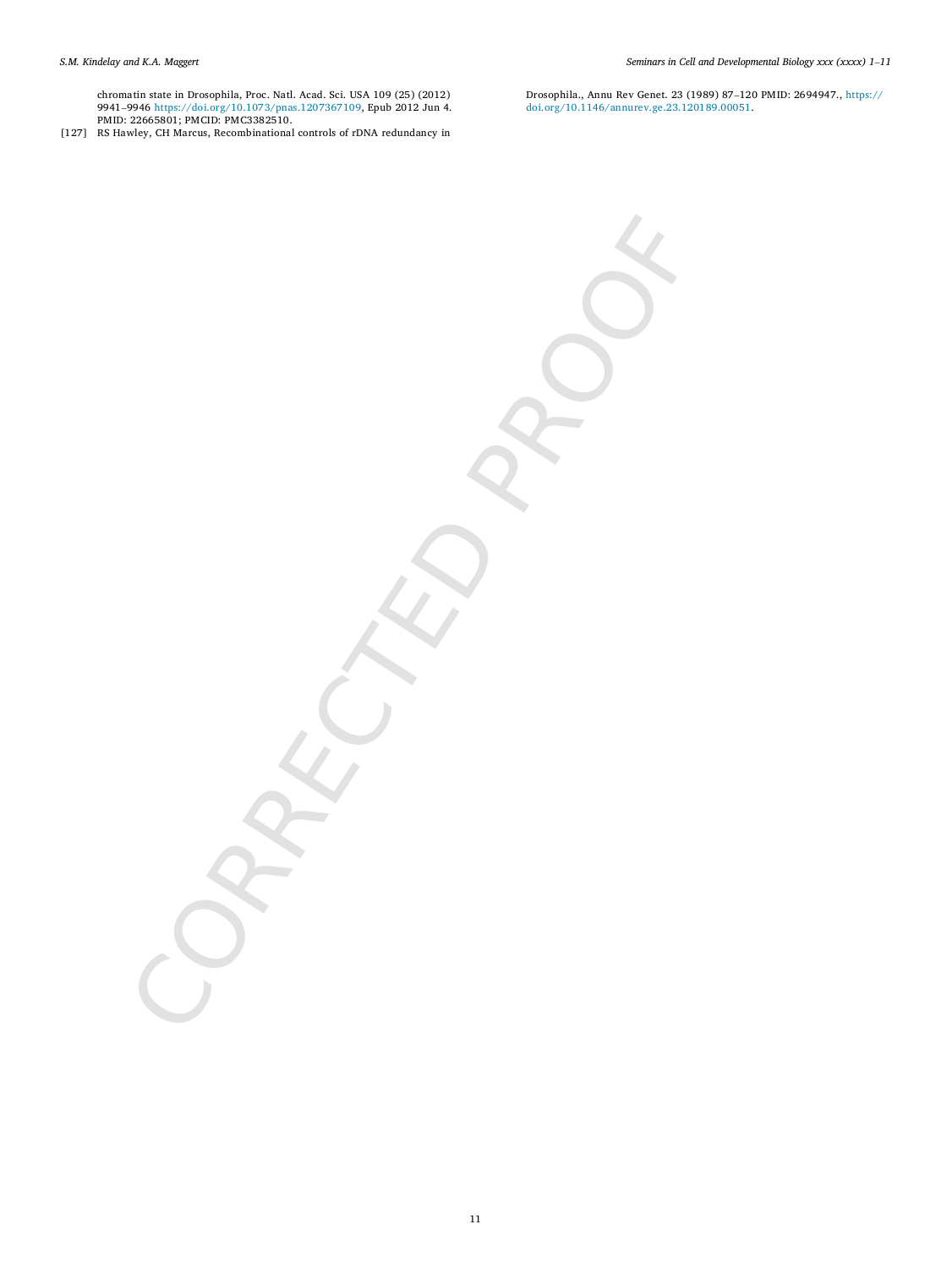chromatin state in Drosophila, Proc. Natl. Acad. Sci. USA 109 (25) (2012) 9941–9946 https://doi.org/10.1073/pnas.1207367109, Epub 2012 Jun 4. PMID: 22665801; PMCID: PMC3382510.

[127] RS Hawley, CH Marcus, Recombinational controls of rDNA redundancy in Drosophila., Annu Rev Genet. 23 (1989) 87–120 PMID: 2694947., https://doi.org/10.1146/annurev.ge.23.120189.00051.